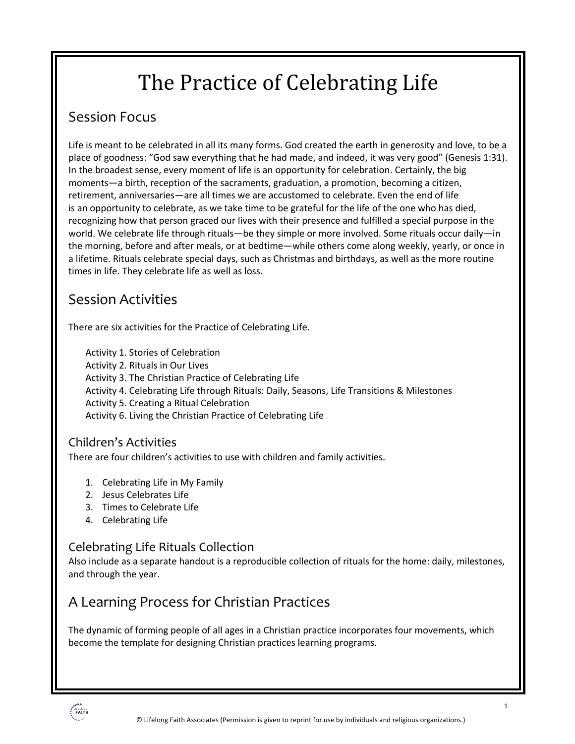# The Practice of Celebrating Life

## Session Focus

Life is meant to be celebrated in all its many forms. God created the earth in generosity and love, to be a place of goodness: “God saw everything that he had made, and indeed, it was very good” (Genesis 1:31). In the broadest sense, every moment of life is an opportunity for celebration. Certainly, the big moments—a birth, reception of the sacraments, graduation, a promotion, becoming a citizen, retirement, anniversaries—are all times we are accustomed to celebrate. Even the end of life is an opportunity to celebrate, as we take time to be grateful for the life of the one who has died, recognizing how that person graced our lives with their presence and fulfilled a special purpose in the world. We celebrate life through rituals—be they simple or more involved. Some rituals occur daily—in the morning, before and after meals, or at bedtime—while others come along weekly, yearly, or once in a lifetime. Rituals celebrate special days, such as Christmas and birthdays, as well as the more routine times in life. They celebrate life as well as loss.

## Session Activities

There are six activities for the Practice of Celebrating Life.

Activity 1. Stories of Celebration
Activity 2. Rituals in Our Lives
Activity 3. The Christian Practice of Celebrating Life
Activity 4. Celebrating Life through Rituals: Daily, Seasons, Life Transitions & Milestones
Activity 5. Creating a Ritual Celebration
Activity 6. Living the Christian Practice of Celebrating Life

### Children’s Activities

There are four children’s activities to use with children and family activities.

1. Celebrating Life in My Family
2. Jesus Celebrates Life
3. Times to Celebrate Life
4. Celebrating Life

### Celebrating Life Rituals Collection

Also include as a separate handout is a reproducible collection of rituals for the home: daily, milestones, and through the year.

## A Learning Process for Christian Practices

The dynamic of forming people of all ages in a Christian practice incorporates four movements, which become the template for designing Christian practices learning programs.

© Lifelong Faith Associates (Permission is given to reprint for use by individuals and religious organizations.)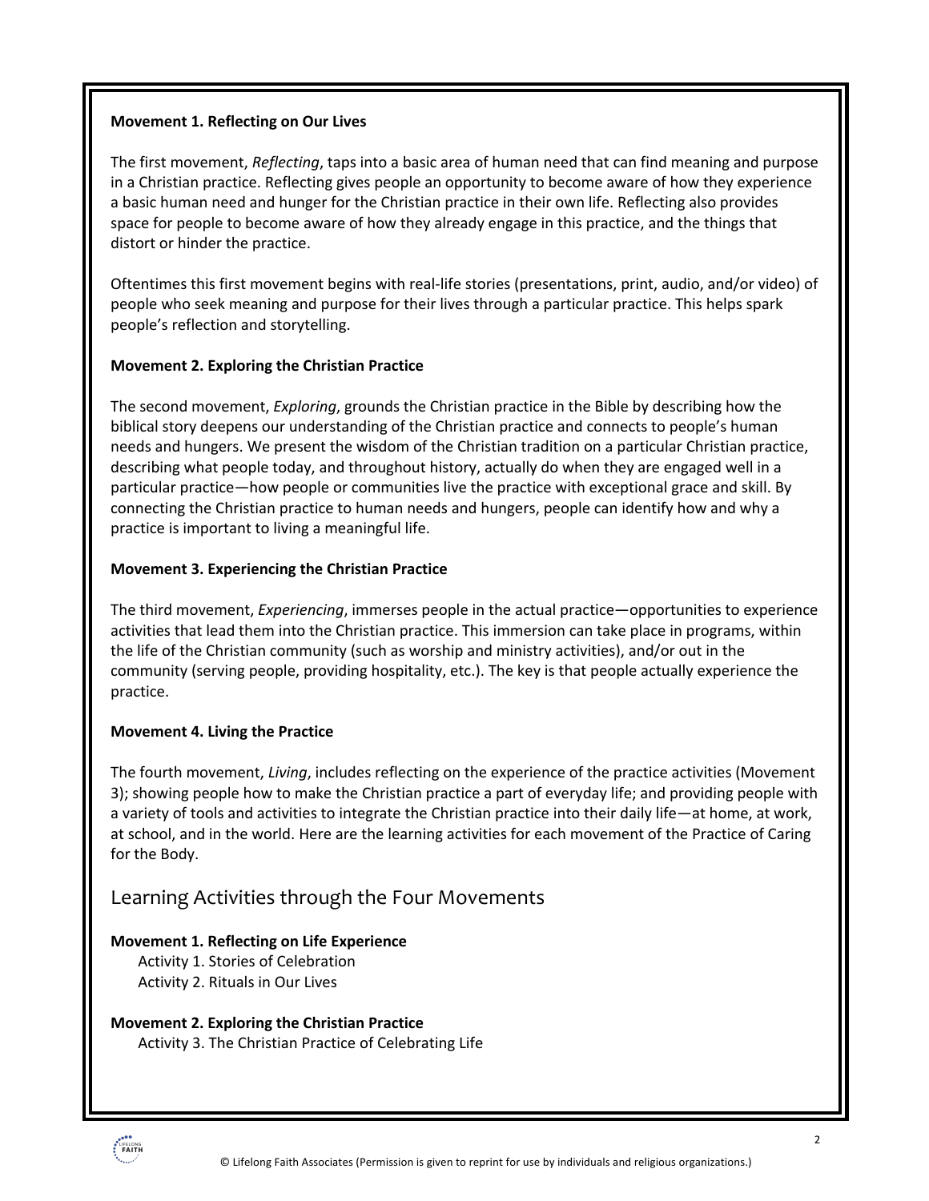**Movement 1. Reflecting on Our Lives**

The first movement, *Reflecting*, taps into a basic area of human need that can find meaning and purpose in a Christian practice. Reflecting gives people an opportunity to become aware of how they experience a basic human need and hunger for the Christian practice in their own life. Reflecting also provides space for people to become aware of how they already engage in this practice, and the things that distort or hinder the practice.

Oftentimes this first movement begins with real-life stories (presentations, print, audio, and/or video) of people who seek meaning and purpose for their lives through a particular practice. This helps spark people's reflection and storytelling.

**Movement 2. Exploring the Christian Practice**

The second movement, *Exploring*, grounds the Christian practice in the Bible by describing how the biblical story deepens our understanding of the Christian practice and connects to people's human needs and hungers. We present the wisdom of the Christian tradition on a particular Christian practice, describing what people today, and throughout history, actually do when they are engaged well in a particular practice—how people or communities live the practice with exceptional grace and skill. By connecting the Christian practice to human needs and hungers, people can identify how and why a practice is important to living a meaningful life.

**Movement 3. Experiencing the Christian Practice**

The third movement, *Experiencing*, immerses people in the actual practice—opportunities to experience activities that lead them into the Christian practice. This immersion can take place in programs, within the life of the Christian community (such as worship and ministry activities), and/or out in the community (serving people, providing hospitality, etc.). The key is that people actually experience the practice.

**Movement 4. Living the Practice**

The fourth movement, *Living*, includes reflecting on the experience of the practice activities (Movement 3); showing people how to make the Christian practice a part of everyday life; and providing people with a variety of tools and activities to integrate the Christian practice into their daily life—at home, at work, at school, and in the world. Here are the learning activities for each movement of the Practice of Caring for the Body.

## Learning Activities through the Four Movements

**Movement 1. Reflecting on Life Experience**
- Activity 1. Stories of Celebration
- Activity 2. Rituals in Our Lives

**Movement 2. Exploring the Christian Practice**
- Activity 3. The Christian Practice of Celebrating Life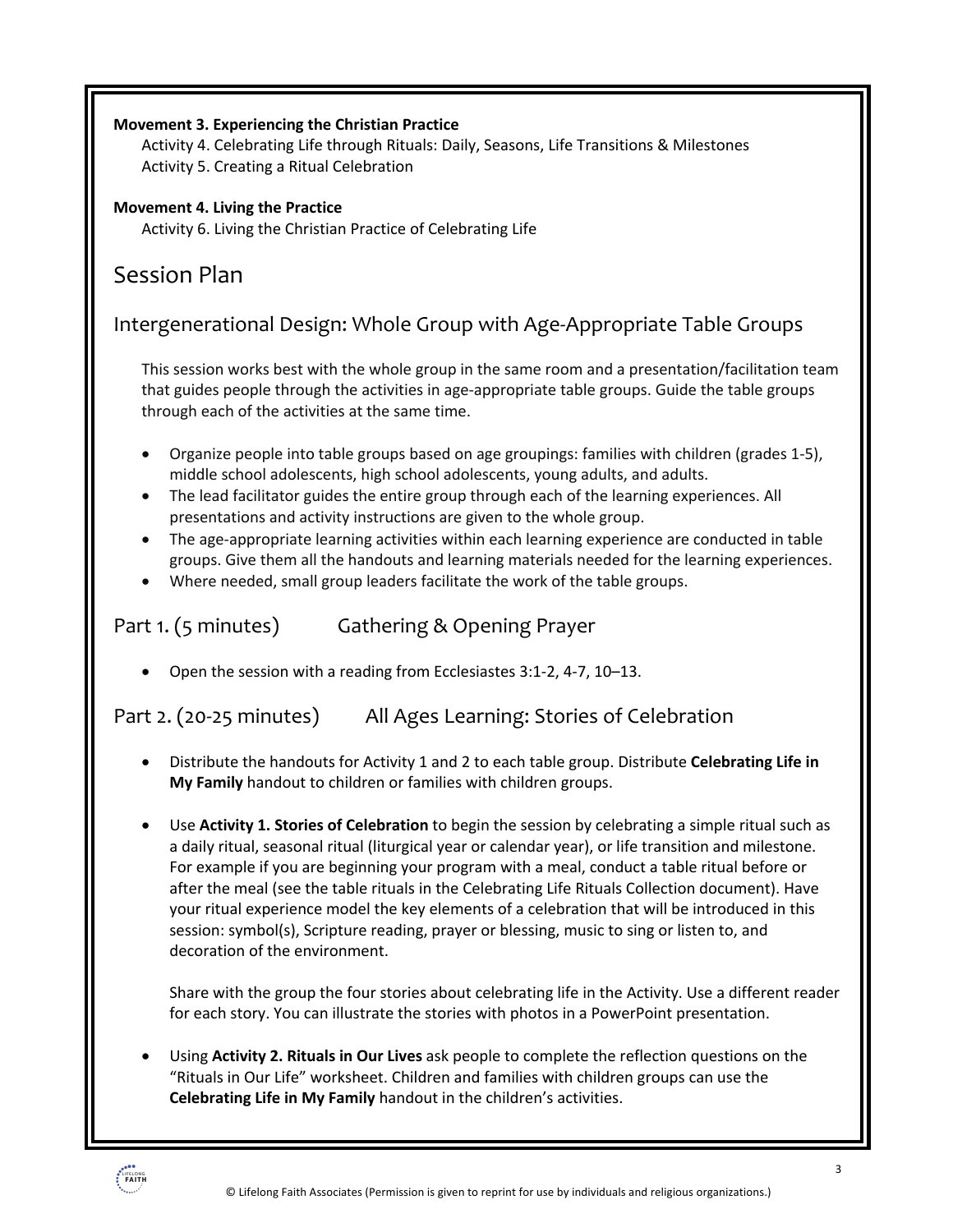**Movement 3. Experiencing the Christian Practice**

Activity 4. Celebrating Life through Rituals: Daily, Seasons, Life Transitions & Milestones

Activity 5. Creating a Ritual Celebration

**Movement 4. Living the Practice**

Activity 6. Living the Christian Practice of Celebrating Life

# Session Plan

## Intergenerational Design: Whole Group with Age-Appropriate Table Groups

This session works best with the whole group in the same room and a presentation/facilitation team that guides people through the activities in age-appropriate table groups. Guide the table groups through each of the activities at the same time.

- Organize people into table groups based on age groupings: families with children (grades 1-5), middle school adolescents, high school adolescents, young adults, and adults.
- The lead facilitator guides the entire group through each of the learning experiences. All presentations and activity instructions are given to the whole group.
- The age-appropriate learning activities within each learning experience are conducted in table groups. Give them all the handouts and learning materials needed for the learning experiences.
- Where needed, small group leaders facilitate the work of the table groups.

## Part 1. (5 minutes) Gathering & Opening Prayer

- Open the session with a reading from Ecclesiastes 3:1-2, 4-7, 10–13.

## Part 2. (20-25 minutes) All Ages Learning: Stories of Celebration

- Distribute the handouts for Activity 1 and 2 to each table group. Distribute **Celebrating Life in My Family** handout to children or families with children groups.

- Use **Activity 1. Stories of Celebration** to begin the session by celebrating a simple ritual such as a daily ritual, seasonal ritual (liturgical year or calendar year), or life transition and milestone. For example if you are beginning your program with a meal, conduct a table ritual before or after the meal (see the table rituals in the Celebrating Life Rituals Collection document). Have your ritual experience model the key elements of a celebration that will be introduced in this session: symbol(s), Scripture reading, prayer or blessing, music to sing or listen to, and decoration of the environment.

  Share with the group the four stories about celebrating life in the Activity. Use a different reader for each story. You can illustrate the stories with photos in a PowerPoint presentation.

- Using **Activity 2. Rituals in Our Lives** ask people to complete the reflection questions on the "Rituals in Our Life" worksheet. Children and families with children groups can use the **Celebrating Life in My Family** handout in the children's activities.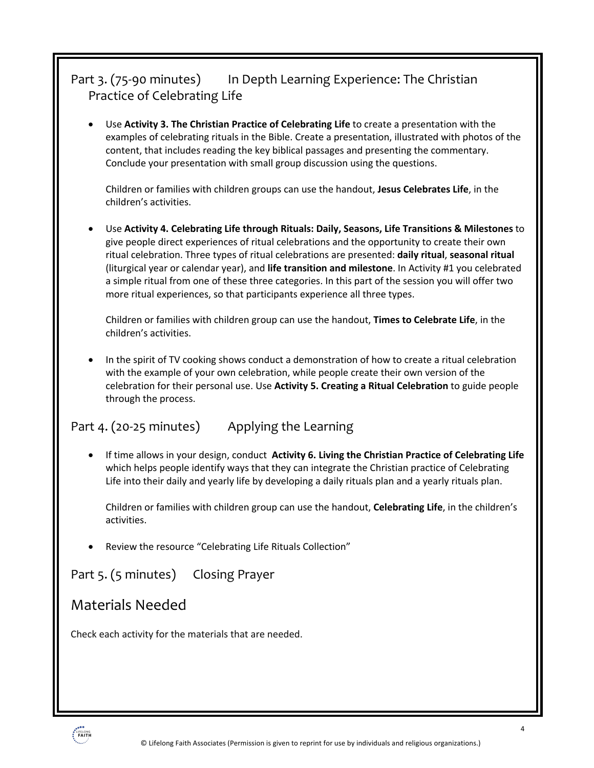## Part 3. (75-90 minutes) In Depth Learning Experience: The Christian Practice of Celebrating Life

- Use **Activity 3. The Christian Practice of Celebrating Life** to create a presentation with the examples of celebrating rituals in the Bible. Create a presentation, illustrated with photos of the content, that includes reading the key biblical passages and presenting the commentary. Conclude your presentation with small group discussion using the questions.

  Children or families with children groups can use the handout, **Jesus Celebrates Life**, in the children's activities.

- Use **Activity 4. Celebrating Life through Rituals: Daily, Seasons, Life Transitions & Milestones** to give people direct experiences of ritual celebrations and the opportunity to create their own ritual celebration. Three types of ritual celebrations are presented: **daily ritual**, **seasonal ritual** (liturgical year or calendar year), and **life transition and milestone**. In Activity #1 you celebrated a simple ritual from one of these three categories. In this part of the session you will offer two more ritual experiences, so that participants experience all three types.

  Children or families with children group can use the handout, **Times to Celebrate Life**, in the children's activities.

- In the spirit of TV cooking shows conduct a demonstration of how to create a ritual celebration with the example of your own celebration, while people create their own version of the celebration for their personal use. Use **Activity 5. Creating a Ritual Celebration** to guide people through the process.

## Part 4. (20-25 minutes) Applying the Learning

- If time allows in your design, conduct **Activity 6. Living the Christian Practice of Celebrating Life** which helps people identify ways that they can integrate the Christian practice of Celebrating Life into their daily and yearly life by developing a daily rituals plan and a yearly rituals plan.

  Children or families with children group can use the handout, **Celebrating Life**, in the children's activities.

- Review the resource "Celebrating Life Rituals Collection"

## Part 5. (5 minutes) Closing Prayer

## Materials Needed

Check each activity for the materials that are needed.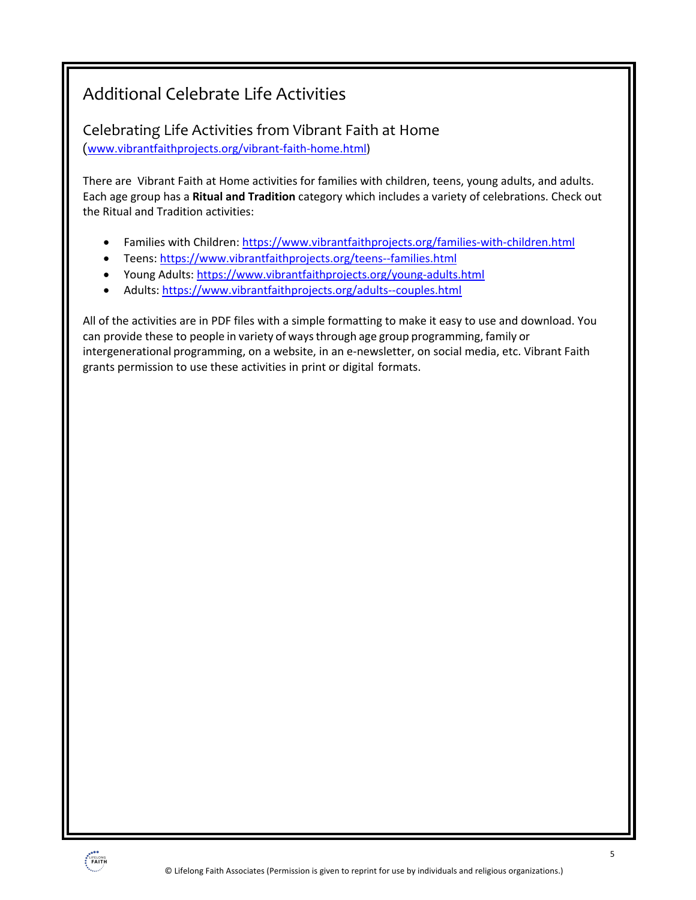# Additional Celebrate Life Activities

## Celebrating Life Activities from Vibrant Faith at Home

(www.vibrantfaithprojects.org/vibrant-faith-home.html)

There are Vibrant Faith at Home activities for families with children, teens, young adults, and adults. Each age group has a **Ritual and Tradition** category which includes a variety of celebrations. Check out the Ritual and Tradition activities:

- Families with Children: https://www.vibrantfaithprojects.org/families-with-children.html
- Teens: https://www.vibrantfaithprojects.org/teens--families.html
- Young Adults: https://www.vibrantfaithprojects.org/young-adults.html
- Adults: https://www.vibrantfaithprojects.org/adults--couples.html

All of the activities are in PDF files with a simple formatting to make it easy to use and download. You can provide these to people in variety of ways through age group programming, family or intergenerational programming, on a website, in an e-newsletter, on social media, etc. Vibrant Faith grants permission to use these activities in print or digital formats.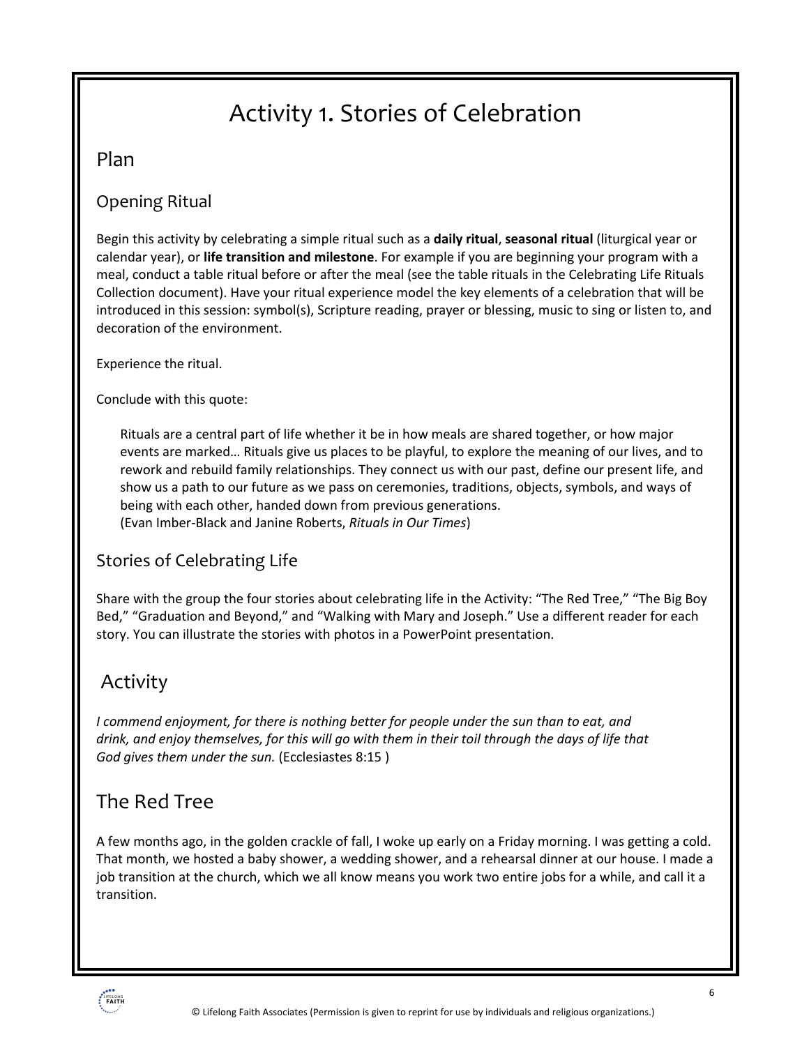# Activity 1. Stories of Celebration

## Plan

### Opening Ritual

Begin this activity by celebrating a simple ritual such as a **daily ritual**, **seasonal ritual** (liturgical year or calendar year), or **life transition and milestone**. For example if you are beginning your program with a meal, conduct a table ritual before or after the meal (see the table rituals in the Celebrating Life Rituals Collection document). Have your ritual experience model the key elements of a celebration that will be introduced in this session: symbol(s), Scripture reading, prayer or blessing, music to sing or listen to, and decoration of the environment.

Experience the ritual.

Conclude with this quote:

> Rituals are a central part of life whether it be in how meals are shared together, or how major events are marked… Rituals give us places to be playful, to explore the meaning of our lives, and to rework and rebuild family relationships. They connect us with our past, define our present life, and show us a path to our future as we pass on ceremonies, traditions, objects, symbols, and ways of being with each other, handed down from previous generations.
> (Evan Imber-Black and Janine Roberts, *Rituals in Our Times*)

### Stories of Celebrating Life

Share with the group the four stories about celebrating life in the Activity: "The Red Tree," "The Big Boy Bed," "Graduation and Beyond," and "Walking with Mary and Joseph." Use a different reader for each story. You can illustrate the stories with photos in a PowerPoint presentation.

## Activity

*I commend enjoyment, for there is nothing better for people under the sun than to eat, and drink, and enjoy themselves, for this will go with them in their toil through the days of life that God gives them under the sun.* (Ecclesiastes 8:15 )

## The Red Tree

A few months ago, in the golden crackle of fall, I woke up early on a Friday morning. I was getting a cold. That month, we hosted a baby shower, a wedding shower, and a rehearsal dinner at our house. I made a job transition at the church, which we all know means you work two entire jobs for a while, and call it a transition.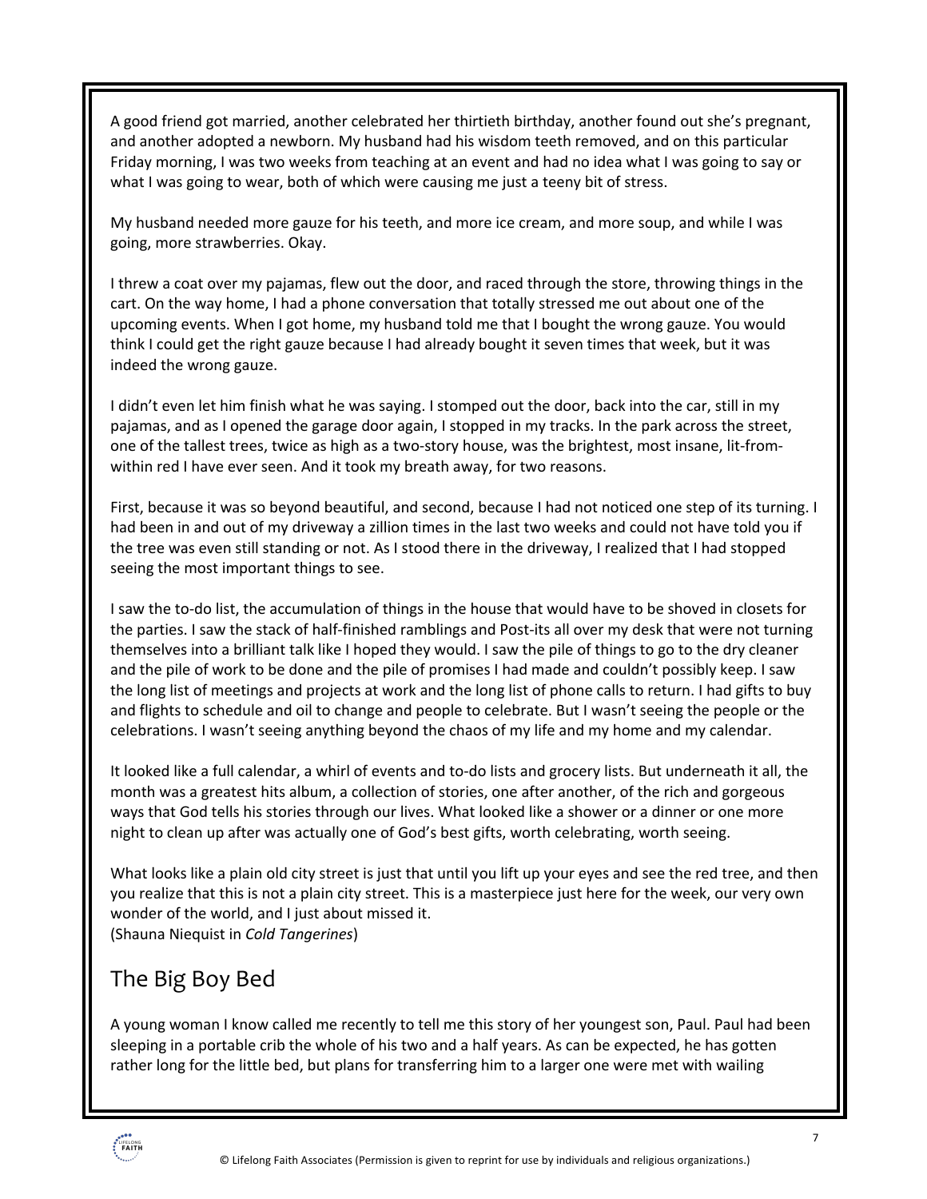A good friend got married, another celebrated her thirtieth birthday, another found out she's pregnant, and another adopted a newborn. My husband had his wisdom teeth removed, and on this particular Friday morning, I was two weeks from teaching at an event and had no idea what I was going to say or what I was going to wear, both of which were causing me just a teeny bit of stress.

My husband needed more gauze for his teeth, and more ice cream, and more soup, and while I was going, more strawberries. Okay.

I threw a coat over my pajamas, flew out the door, and raced through the store, throwing things in the cart. On the way home, I had a phone conversation that totally stressed me out about one of the upcoming events. When I got home, my husband told me that I bought the wrong gauze. You would think I could get the right gauze because I had already bought it seven times that week, but it was indeed the wrong gauze.

I didn't even let him finish what he was saying. I stomped out the door, back into the car, still in my pajamas, and as I opened the garage door again, I stopped in my tracks. In the park across the street, one of the tallest trees, twice as high as a two-story house, was the brightest, most insane, lit-from-within red I have ever seen. And it took my breath away, for two reasons.

First, because it was so beyond beautiful, and second, because I had not noticed one step of its turning. I had been in and out of my driveway a zillion times in the last two weeks and could not have told you if the tree was even still standing or not. As I stood there in the driveway, I realized that I had stopped seeing the most important things to see.

I saw the to-do list, the accumulation of things in the house that would have to be shoved in closets for the parties. I saw the stack of half-finished ramblings and Post-its all over my desk that were not turning themselves into a brilliant talk like I hoped they would. I saw the pile of things to go to the dry cleaner and the pile of work to be done and the pile of promises I had made and couldn't possibly keep. I saw the long list of meetings and projects at work and the long list of phone calls to return. I had gifts to buy and flights to schedule and oil to change and people to celebrate. But I wasn't seeing the people or the celebrations. I wasn't seeing anything beyond the chaos of my life and my home and my calendar.

It looked like a full calendar, a whirl of events and to-do lists and grocery lists. But underneath it all, the month was a greatest hits album, a collection of stories, one after another, of the rich and gorgeous ways that God tells his stories through our lives. What looked like a shower or a dinner or one more night to clean up after was actually one of God's best gifts, worth celebrating, worth seeing.

What looks like a plain old city street is just that until you lift up your eyes and see the red tree, and then you realize that this is not a plain city street. This is a masterpiece just here for the week, our very own wonder of the world, and I just about missed it.
(Shauna Niequist in *Cold Tangerines*)

## The Big Boy Bed

A young woman I know called me recently to tell me this story of her youngest son, Paul. Paul had been sleeping in a portable crib the whole of his two and a half years. As can be expected, he has gotten rather long for the little bed, but plans for transferring him to a larger one were met with wailing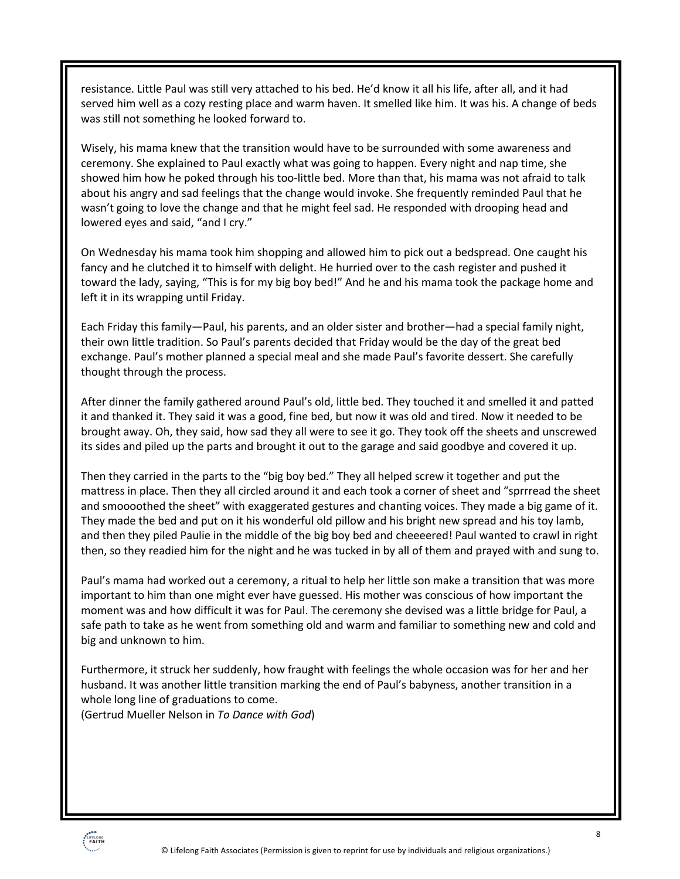resistance. Little Paul was still very attached to his bed. He'd know it all his life, after all, and it had served him well as a cozy resting place and warm haven. It smelled like him. It was his. A change of beds was still not something he looked forward to.

Wisely, his mama knew that the transition would have to be surrounded with some awareness and ceremony. She explained to Paul exactly what was going to happen. Every night and nap time, she showed him how he poked through his too-little bed. More than that, his mama was not afraid to talk about his angry and sad feelings that the change would invoke. She frequently reminded Paul that he wasn't going to love the change and that he might feel sad. He responded with drooping head and lowered eyes and said, "and I cry."

On Wednesday his mama took him shopping and allowed him to pick out a bedspread. One caught his fancy and he clutched it to himself with delight. He hurried over to the cash register and pushed it toward the lady, saying, "This is for my big boy bed!" And he and his mama took the package home and left it in its wrapping until Friday.

Each Friday this family—Paul, his parents, and an older sister and brother—had a special family night, their own little tradition. So Paul's parents decided that Friday would be the day of the great bed exchange. Paul's mother planned a special meal and she made Paul's favorite dessert. She carefully thought through the process.

After dinner the family gathered around Paul's old, little bed. They touched it and smelled it and patted it and thanked it. They said it was a good, fine bed, but now it was old and tired. Now it needed to be brought away. Oh, they said, how sad they all were to see it go. They took off the sheets and unscrewed its sides and piled up the parts and brought it out to the garage and said goodbye and covered it up.

Then they carried in the parts to the "big boy bed." They all helped screw it together and put the mattress in place. Then they all circled around it and each took a corner of sheet and "sprrread the sheet and smoooothed the sheet" with exaggerated gestures and chanting voices. They made a big game of it. They made the bed and put on it his wonderful old pillow and his bright new spread and his toy lamb, and then they piled Paulie in the middle of the big boy bed and cheeeered! Paul wanted to crawl in right then, so they readied him for the night and he was tucked in by all of them and prayed with and sung to.

Paul's mama had worked out a ceremony, a ritual to help her little son make a transition that was more important to him than one might ever have guessed. His mother was conscious of how important the moment was and how difficult it was for Paul. The ceremony she devised was a little bridge for Paul, a safe path to take as he went from something old and warm and familiar to something new and cold and big and unknown to him.

Furthermore, it struck her suddenly, how fraught with feelings the whole occasion was for her and her husband. It was another little transition marking the end of Paul's babyness, another transition in a whole long line of graduations to come.
(Gertrud Mueller Nelson in *To Dance with God*)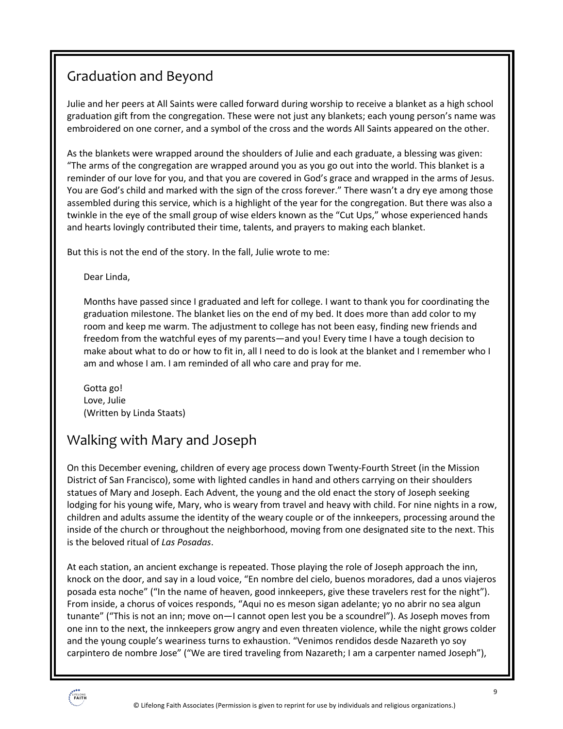## Graduation and Beyond

Julie and her peers at All Saints were called forward during worship to receive a blanket as a high school graduation gift from the congregation. These were not just any blankets; each young person's name was embroidered on one corner, and a symbol of the cross and the words All Saints appeared on the other.

As the blankets were wrapped around the shoulders of Julie and each graduate, a blessing was given: "The arms of the congregation are wrapped around you as you go out into the world. This blanket is a reminder of our love for you, and that you are covered in God's grace and wrapped in the arms of Jesus. You are God's child and marked with the sign of the cross forever." There wasn't a dry eye among those assembled during this service, which is a highlight of the year for the congregation. But there was also a twinkle in the eye of the small group of wise elders known as the "Cut Ups," whose experienced hands and hearts lovingly contributed their time, talents, and prayers to making each blanket.

But this is not the end of the story. In the fall, Julie wrote to me:

> Dear Linda,
>
> Months have passed since I graduated and left for college. I want to thank you for coordinating the graduation milestone. The blanket lies on the end of my bed. It does more than add color to my room and keep me warm. The adjustment to college has not been easy, finding new friends and freedom from the watchful eyes of my parents—and you! Every time I have a tough decision to make about what to do or how to fit in, all I need to do is look at the blanket and I remember who I am and whose I am. I am reminded of all who care and pray for me.
>
> Gotta go!
> Love, Julie
> (Written by Linda Staats)

## Walking with Mary and Joseph

On this December evening, children of every age process down Twenty-Fourth Street (in the Mission District of San Francisco), some with lighted candles in hand and others carrying on their shoulders statues of Mary and Joseph. Each Advent, the young and the old enact the story of Joseph seeking lodging for his young wife, Mary, who is weary from travel and heavy with child. For nine nights in a row, children and adults assume the identity of the weary couple or of the innkeepers, processing around the inside of the church or throughout the neighborhood, moving from one designated site to the next. This is the beloved ritual of *Las Posadas*.

At each station, an ancient exchange is repeated. Those playing the role of Joseph approach the inn, knock on the door, and say in a loud voice, "En nombre del cielo, buenos moradores, dad a unos viajeros posada esta noche" ("In the name of heaven, good innkeepers, give these travelers rest for the night"). From inside, a chorus of voices responds, "Aqui no es meson sigan adelante; yo no abrir no sea algun tunante" ("This is not an inn; move on—I cannot open lest you be a scoundrel"). As Joseph moves from one inn to the next, the innkeepers grow angry and even threaten violence, while the night grows colder and the young couple's weariness turns to exhaustion. "Venimos rendidos desde Nazareth yo soy carpintero de nombre Jose" ("We are tired traveling from Nazareth; I am a carpenter named Joseph"),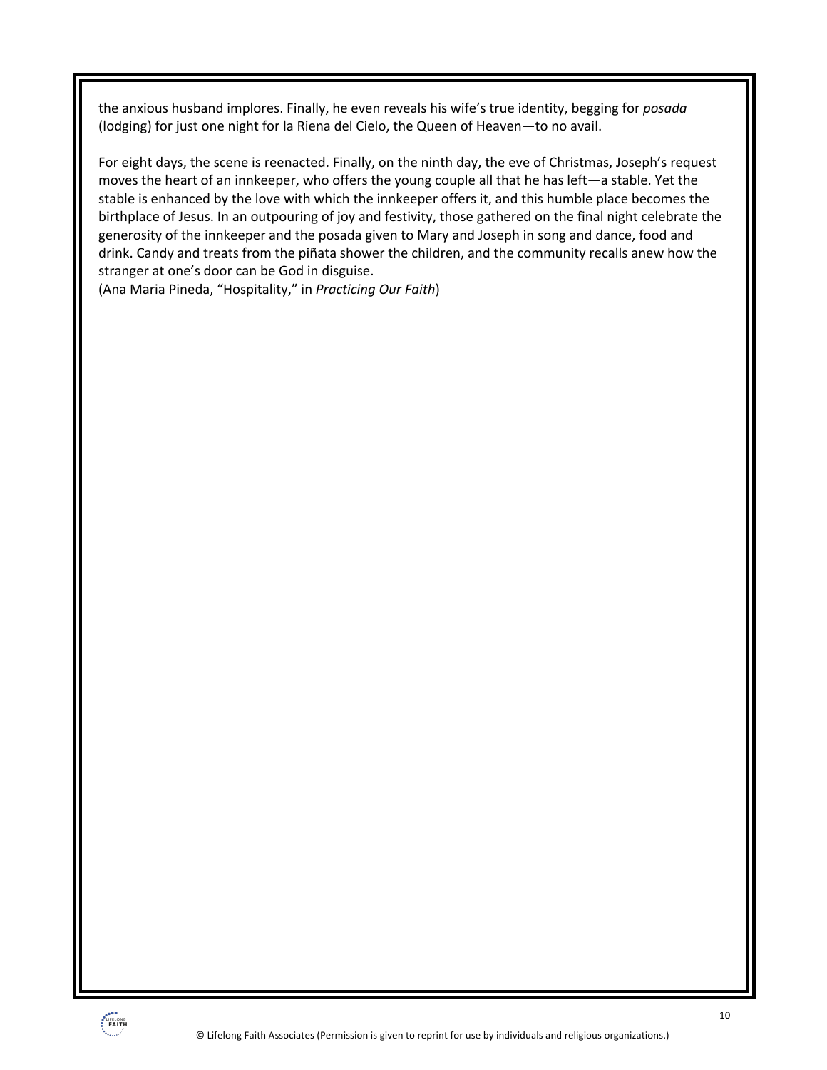the anxious husband implores. Finally, he even reveals his wife's true identity, begging for *posada* (lodging) for just one night for la Riena del Cielo, the Queen of Heaven—to no avail.

For eight days, the scene is reenacted. Finally, on the ninth day, the eve of Christmas, Joseph's request moves the heart of an innkeeper, who offers the young couple all that he has left—a stable. Yet the stable is enhanced by the love with which the innkeeper offers it, and this humble place becomes the birthplace of Jesus. In an outpouring of joy and festivity, those gathered on the final night celebrate the generosity of the innkeeper and the posada given to Mary and Joseph in song and dance, food and drink. Candy and treats from the piñata shower the children, and the community recalls anew how the stranger at one's door can be God in disguise.
(Ana Maria Pineda, "Hospitality," in *Practicing Our Faith*)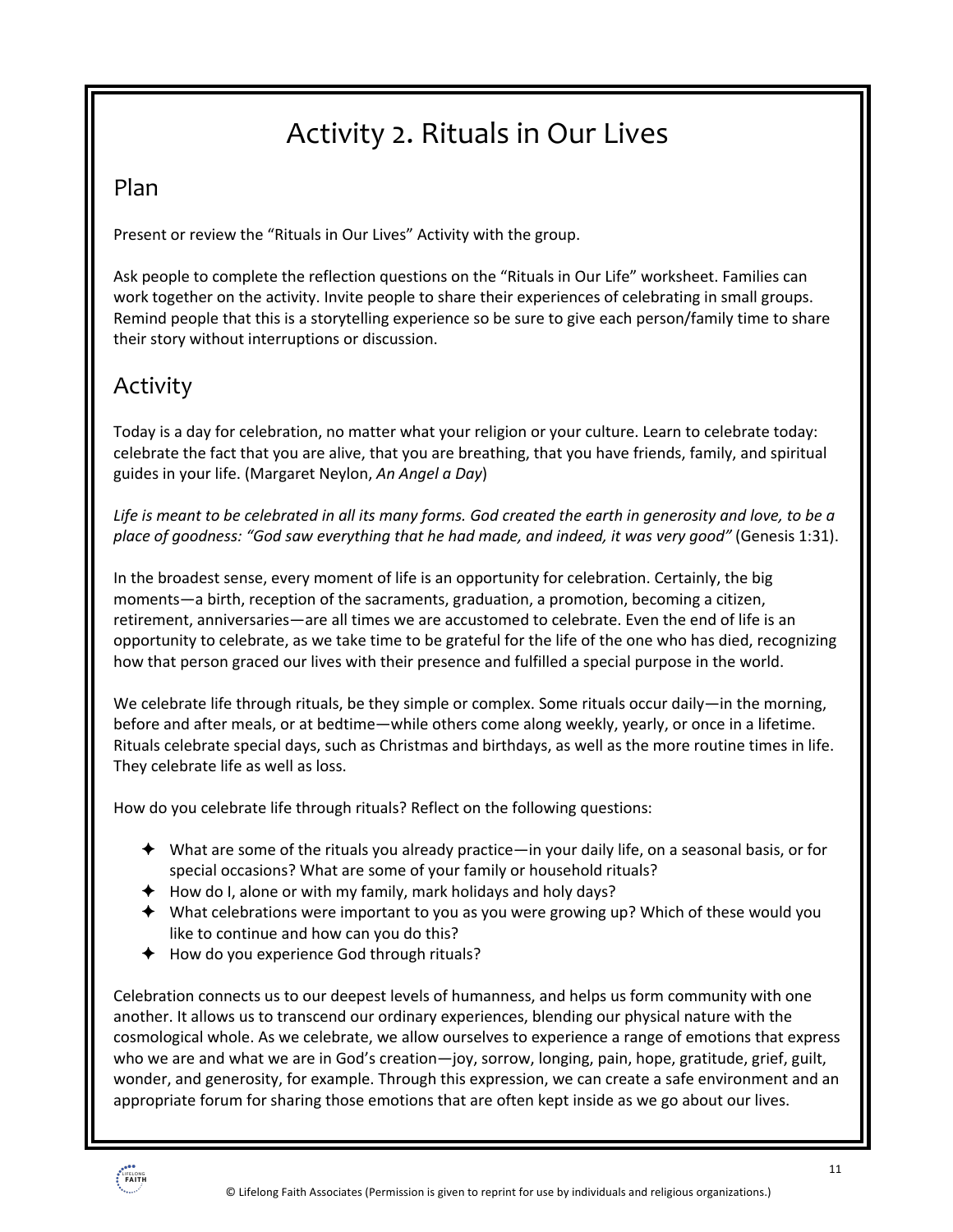# Activity 2. Rituals in Our Lives

## Plan

Present or review the "Rituals in Our Lives" Activity with the group.

Ask people to complete the reflection questions on the "Rituals in Our Life" worksheet. Families can work together on the activity. Invite people to share their experiences of celebrating in small groups. Remind people that this is a storytelling experience so be sure to give each person/family time to share their story without interruptions or discussion.

## Activity

Today is a day for celebration, no matter what your religion or your culture. Learn to celebrate today: celebrate the fact that you are alive, that you are breathing, that you have friends, family, and spiritual guides in your life. (Margaret Neylon, *An Angel a Day*)

*Life is meant to be celebrated in all its many forms. God created the earth in generosity and love, to be a place of goodness: "God saw everything that he had made, and indeed, it was very good"* (Genesis 1:31).

In the broadest sense, every moment of life is an opportunity for celebration. Certainly, the big moments—a birth, reception of the sacraments, graduation, a promotion, becoming a citizen, retirement, anniversaries—are all times we are accustomed to celebrate. Even the end of life is an opportunity to celebrate, as we take time to be grateful for the life of the one who has died, recognizing how that person graced our lives with their presence and fulfilled a special purpose in the world.

We celebrate life through rituals, be they simple or complex. Some rituals occur daily—in the morning, before and after meals, or at bedtime—while others come along weekly, yearly, or once in a lifetime. Rituals celebrate special days, such as Christmas and birthdays, as well as the more routine times in life. They celebrate life as well as loss.

How do you celebrate life through rituals? Reflect on the following questions:

- What are some of the rituals you already practice—in your daily life, on a seasonal basis, or for special occasions? What are some of your family or household rituals?
- How do I, alone or with my family, mark holidays and holy days?
- What celebrations were important to you as you were growing up? Which of these would you like to continue and how can you do this?
- How do you experience God through rituals?

Celebration connects us to our deepest levels of humanness, and helps us form community with one another. It allows us to transcend our ordinary experiences, blending our physical nature with the cosmological whole. As we celebrate, we allow ourselves to experience a range of emotions that express who we are and what we are in God's creation—joy, sorrow, longing, pain, hope, gratitude, grief, guilt, wonder, and generosity, for example. Through this expression, we can create a safe environment and an appropriate forum for sharing those emotions that are often kept inside as we go about our lives.

© Lifelong Faith Associates (Permission is given to reprint for use by individuals and religious organizations.)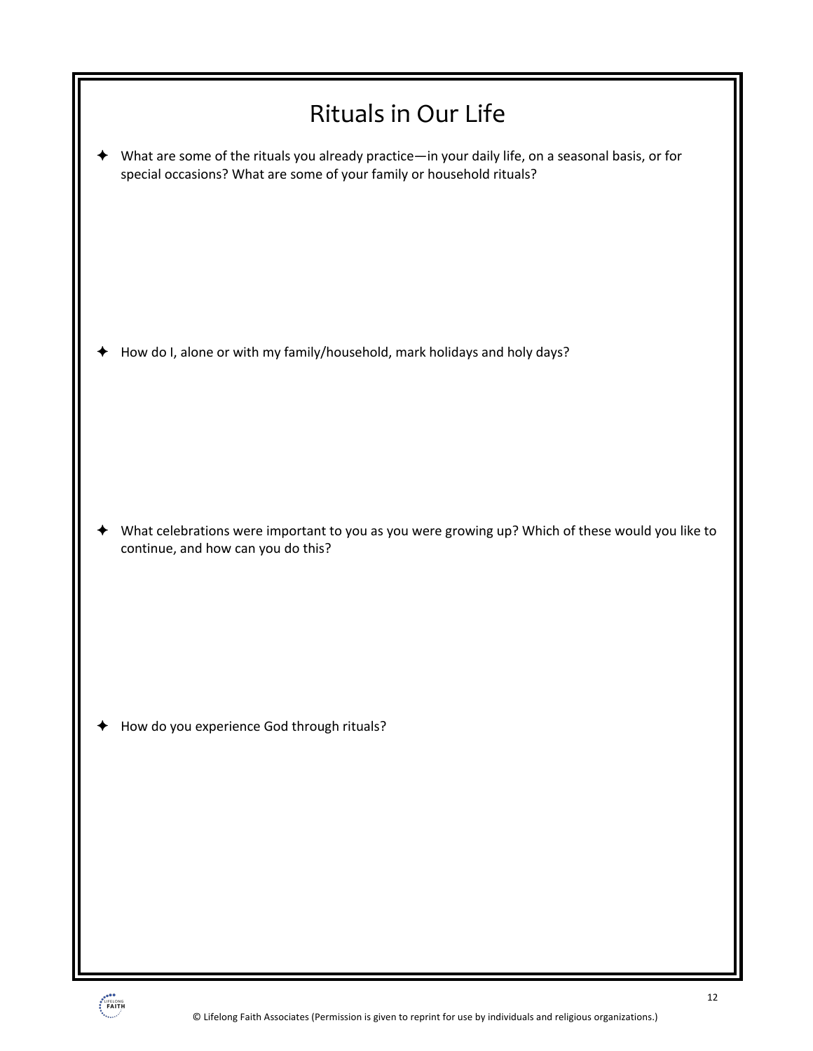# Rituals in Our Life

- What are some of the rituals you already practice—in your daily life, on a seasonal basis, or for special occasions? What are some of your family or household rituals?

- How do I, alone or with my family/household, mark holidays and holy days?

- What celebrations were important to you as you were growing up? Which of these would you like to continue, and how can you do this?

- How do you experience God through rituals?

© Lifelong Faith Associates (Permission is given to reprint for use by individuals and religious organizations.)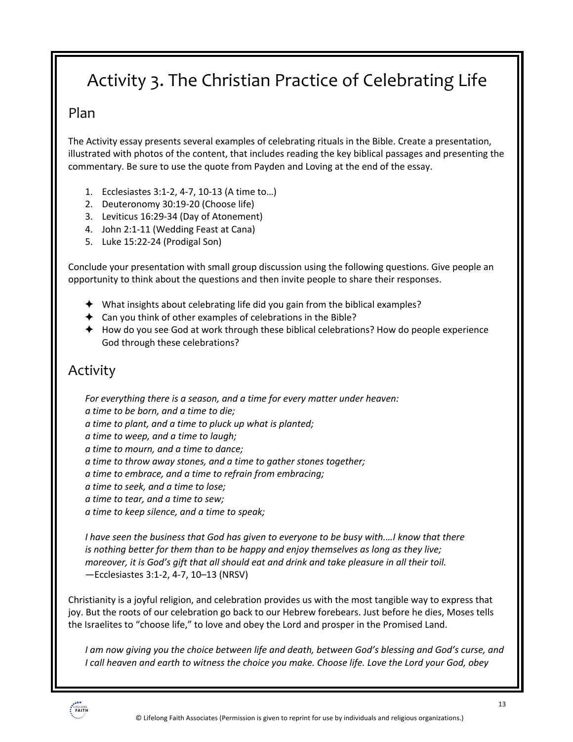# Activity 3. The Christian Practice of Celebrating Life

## Plan

The Activity essay presents several examples of celebrating rituals in the Bible. Create a presentation, illustrated with photos of the content, that includes reading the key biblical passages and presenting the commentary. Be sure to use the quote from Payden and Loving at the end of the essay.

1. Ecclesiastes 3:1-2, 4-7, 10-13 (A time to…)
2. Deuteronomy 30:19-20 (Choose life)
3. Leviticus 16:29-34 (Day of Atonement)
4. John 2:1-11 (Wedding Feast at Cana)
5. Luke 15:22-24 (Prodigal Son)

Conclude your presentation with small group discussion using the following questions. Give people an opportunity to think about the questions and then invite people to share their responses.

- ✦ What insights about celebrating life did you gain from the biblical examples?
- ✦ Can you think of other examples of celebrations in the Bible?
- ✦ How do you see God at work through these biblical celebrations? How do people experience God through these celebrations?

## Activity

> *For everything there is a season, and a time for every matter under heaven:*
> *a time to be born, and a time to die;*
> *a time to plant, and a time to pluck up what is planted;*
> *a time to weep, and a time to laugh;*
> *a time to mourn, and a time to dance;*
> *a time to throw away stones, and a time to gather stones together;*
> *a time to embrace, and a time to refrain from embracing;*
> *a time to seek, and a time to lose;*
> *a time to tear, and a time to sew;*
> *a time to keep silence, and a time to speak;*
>
> *I have seen the business that God has given to everyone to be busy with….I know that there is nothing better for them than to be happy and enjoy themselves as long as they live; moreover, it is God's gift that all should eat and drink and take pleasure in all their toil.*
> —Ecclesiastes 3:1-2, 4-7, 10–13 (NRSV)

Christianity is a joyful religion, and celebration provides us with the most tangible way to express that joy. But the roots of our celebration go back to our Hebrew forebears. Just before he dies, Moses tells the Israelites to "choose life," to love and obey the Lord and prosper in the Promised Land.

> *I am now giving you the choice between life and death, between God's blessing and God's curse, and I call heaven and earth to witness the choice you make. Choose life. Love the Lord your God, obey*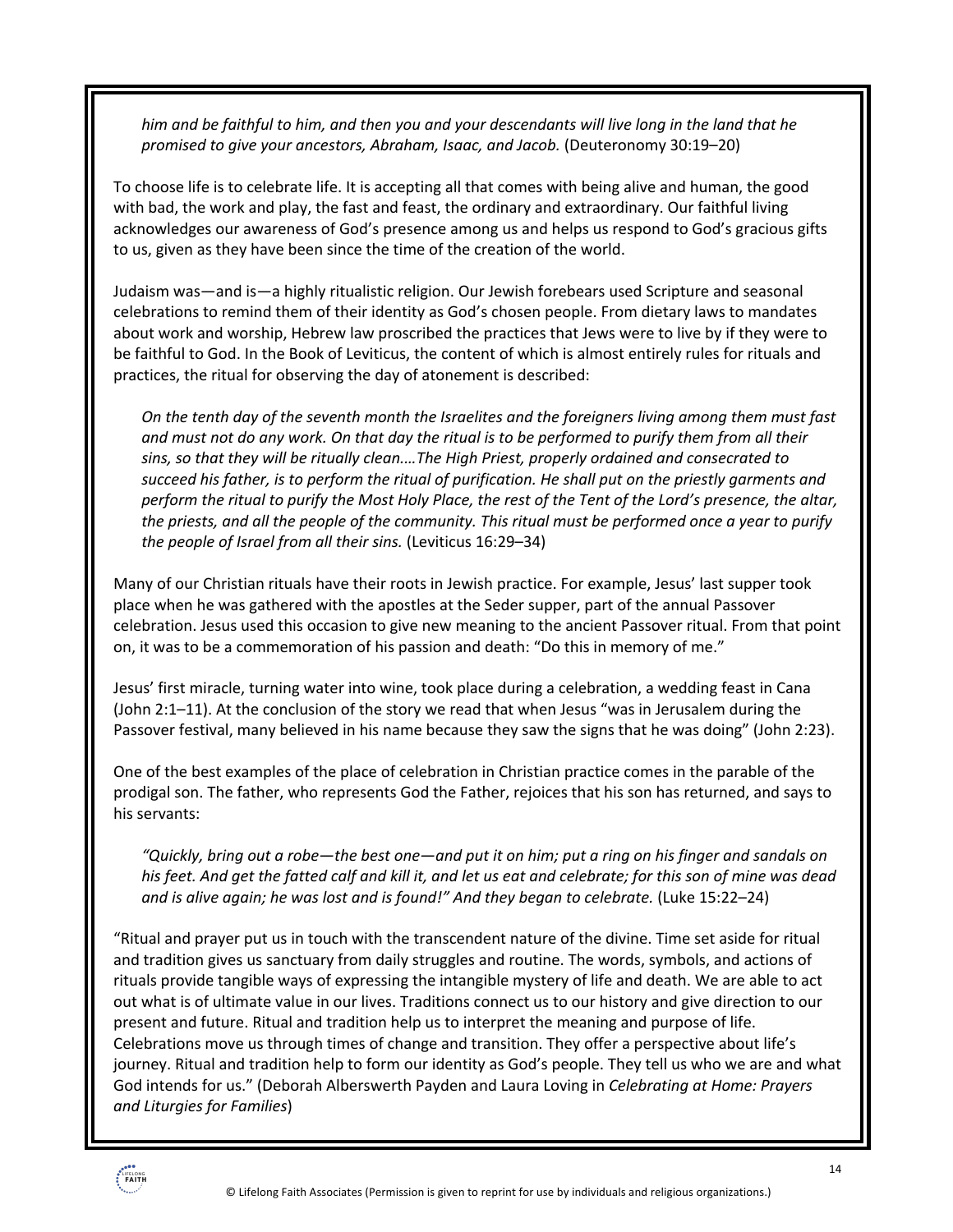*him and be faithful to him, and then you and your descendants will live long in the land that he promised to give your ancestors, Abraham, Isaac, and Jacob.* (Deuteronomy 30:19–20)

To choose life is to celebrate life. It is accepting all that comes with being alive and human, the good with bad, the work and play, the fast and feast, the ordinary and extraordinary. Our faithful living acknowledges our awareness of God's presence among us and helps us respond to God's gracious gifts to us, given as they have been since the time of the creation of the world.

Judaism was—and is—a highly ritualistic religion. Our Jewish forebears used Scripture and seasonal celebrations to remind them of their identity as God's chosen people. From dietary laws to mandates about work and worship, Hebrew law proscribed the practices that Jews were to live by if they were to be faithful to God. In the Book of Leviticus, the content of which is almost entirely rules for rituals and practices, the ritual for observing the day of atonement is described:

*On the tenth day of the seventh month the Israelites and the foreigners living among them must fast and must not do any work. On that day the ritual is to be performed to purify them from all their sins, so that they will be ritually clean.…The High Priest, properly ordained and consecrated to succeed his father, is to perform the ritual of purification. He shall put on the priestly garments and perform the ritual to purify the Most Holy Place, the rest of the Tent of the Lord's presence, the altar, the priests, and all the people of the community. This ritual must be performed once a year to purify the people of Israel from all their sins.* (Leviticus 16:29–34)

Many of our Christian rituals have their roots in Jewish practice. For example, Jesus' last supper took place when he was gathered with the apostles at the Seder supper, part of the annual Passover celebration. Jesus used this occasion to give new meaning to the ancient Passover ritual. From that point on, it was to be a commemoration of his passion and death: "Do this in memory of me."

Jesus' first miracle, turning water into wine, took place during a celebration, a wedding feast in Cana (John 2:1–11). At the conclusion of the story we read that when Jesus "was in Jerusalem during the Passover festival, many believed in his name because they saw the signs that he was doing" (John 2:23).

One of the best examples of the place of celebration in Christian practice comes in the parable of the prodigal son. The father, who represents God the Father, rejoices that his son has returned, and says to his servants:

*"Quickly, bring out a robe—the best one—and put it on him; put a ring on his finger and sandals on his feet. And get the fatted calf and kill it, and let us eat and celebrate; for this son of mine was dead and is alive again; he was lost and is found!" And they began to celebrate.* (Luke 15:22–24)

"Ritual and prayer put us in touch with the transcendent nature of the divine. Time set aside for ritual and tradition gives us sanctuary from daily struggles and routine. The words, symbols, and actions of rituals provide tangible ways of expressing the intangible mystery of life and death. We are able to act out what is of ultimate value in our lives. Traditions connect us to our history and give direction to our present and future. Ritual and tradition help us to interpret the meaning and purpose of life. Celebrations move us through times of change and transition. They offer a perspective about life's journey. Ritual and tradition help to form our identity as God's people. They tell us who we are and what God intends for us." (Deborah Alberswerth Payden and Laura Loving in *Celebrating at Home: Prayers and Liturgies for Families*)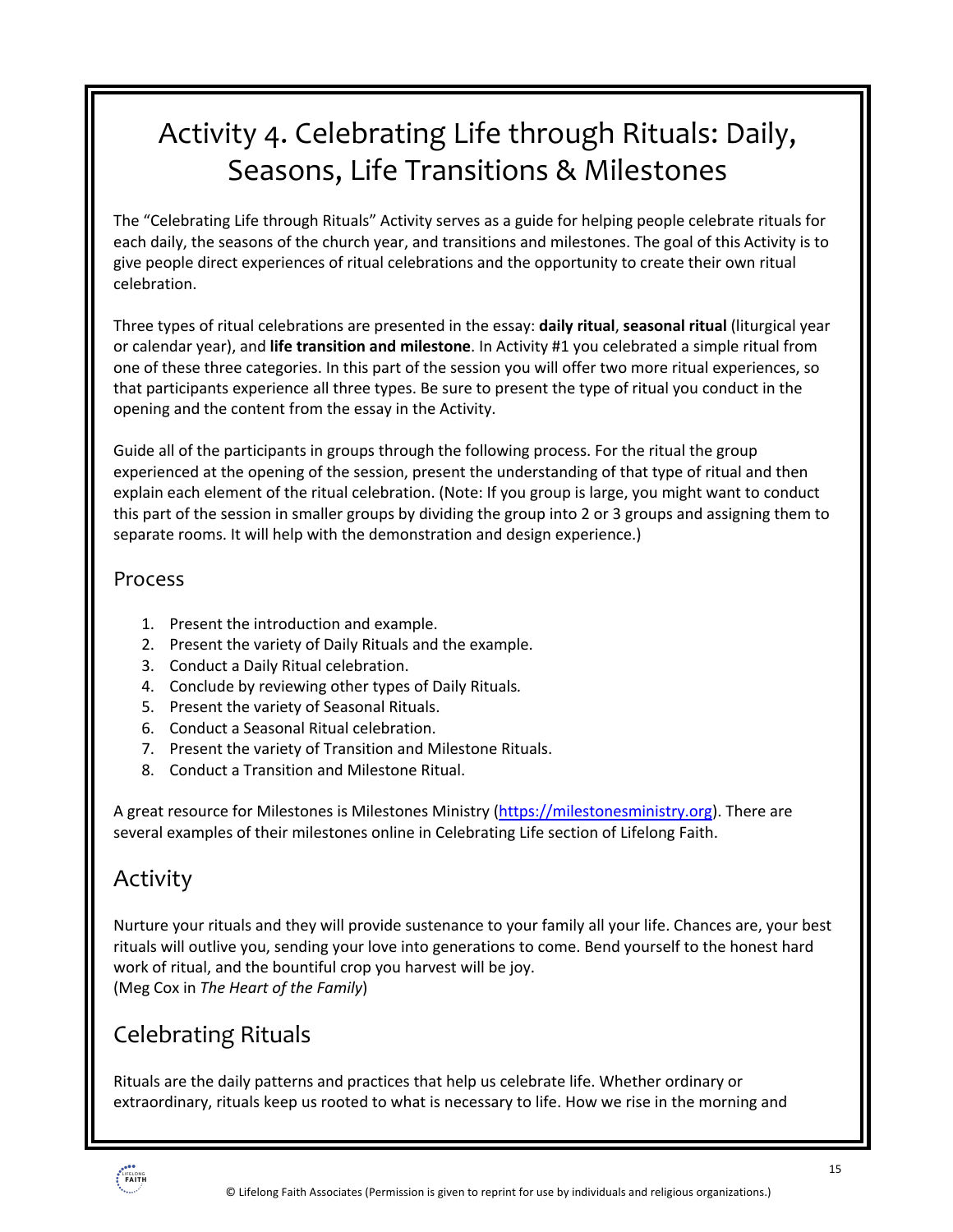# Activity 4. Celebrating Life through Rituals: Daily, Seasons, Life Transitions & Milestones

The "Celebrating Life through Rituals" Activity serves as a guide for helping people celebrate rituals for each daily, the seasons of the church year, and transitions and milestones. The goal of this Activity is to give people direct experiences of ritual celebrations and the opportunity to create their own ritual celebration.

Three types of ritual celebrations are presented in the essay: **daily ritual**, **seasonal ritual** (liturgical year or calendar year), and **life transition and milestone**. In Activity #1 you celebrated a simple ritual from one of these three categories. In this part of the session you will offer two more ritual experiences, so that participants experience all three types. Be sure to present the type of ritual you conduct in the opening and the content from the essay in the Activity.

Guide all of the participants in groups through the following process. For the ritual the group experienced at the opening of the session, present the understanding of that type of ritual and then explain each element of the ritual celebration. (Note: If you group is large, you might want to conduct this part of the session in smaller groups by dividing the group into 2 or 3 groups and assigning them to separate rooms. It will help with the demonstration and design experience.)

## Process

1. Present the introduction and example.
2. Present the variety of Daily Rituals and the example.
3. Conduct a Daily Ritual celebration.
4. Conclude by reviewing other types of Daily Rituals.
5. Present the variety of Seasonal Rituals.
6. Conduct a Seasonal Ritual celebration.
7. Present the variety of Transition and Milestone Rituals.
8. Conduct a Transition and Milestone Ritual.

A great resource for Milestones is Milestones Ministry (https://milestonesministry.org). There are several examples of their milestones online in Celebrating Life section of Lifelong Faith.

## Activity

Nurture your rituals and they will provide sustenance to your family all your life. Chances are, your best rituals will outlive you, sending your love into generations to come. Bend yourself to the honest hard work of ritual, and the bountiful crop you harvest will be joy.
(Meg Cox in *The Heart of the Family*)

## Celebrating Rituals

Rituals are the daily patterns and practices that help us celebrate life. Whether ordinary or extraordinary, rituals keep us rooted to what is necessary to life. How we rise in the morning and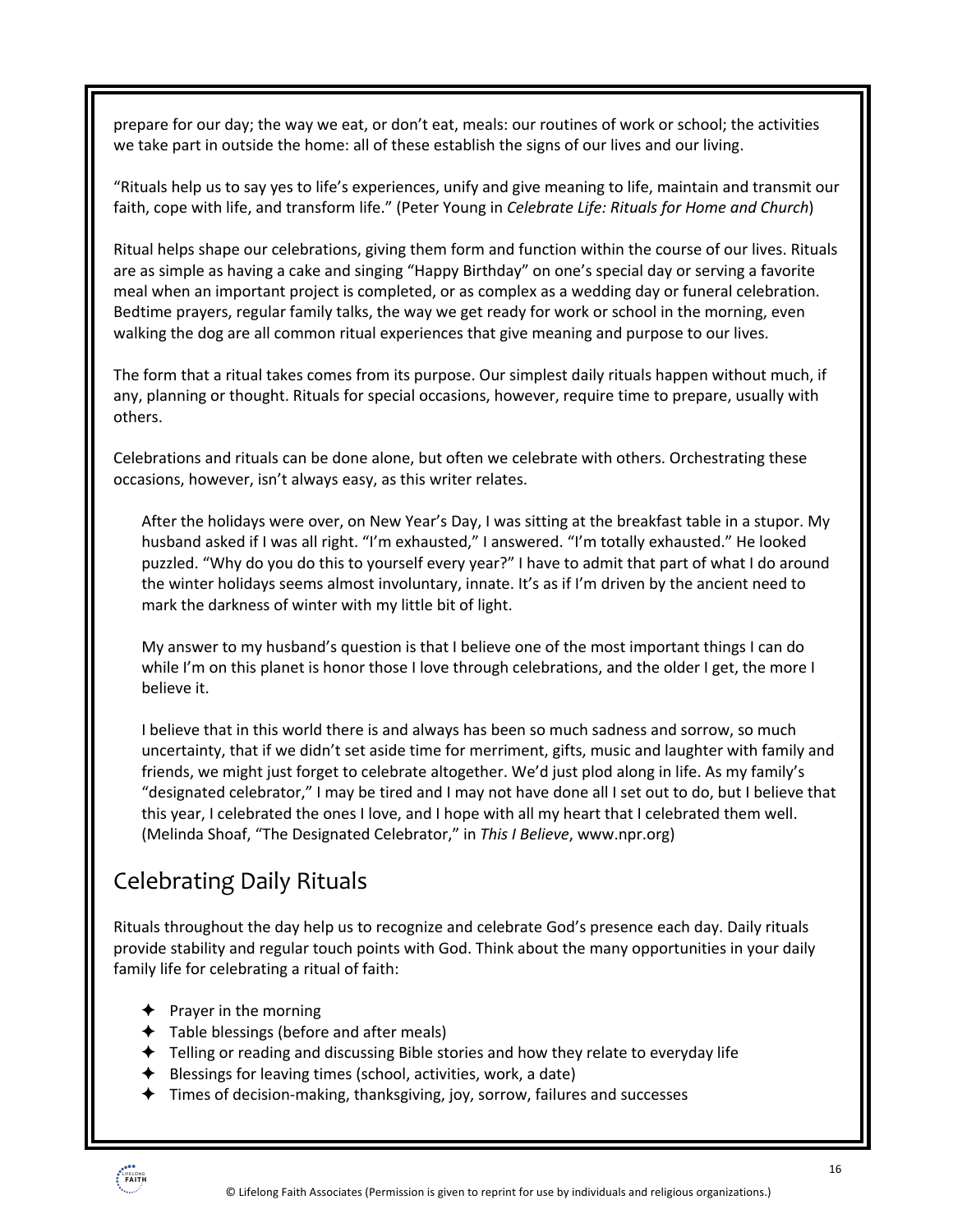prepare for our day; the way we eat, or don't eat, meals: our routines of work or school; the activities we take part in outside the home: all of these establish the signs of our lives and our living.

"Rituals help us to say yes to life's experiences, unify and give meaning to life, maintain and transmit our faith, cope with life, and transform life." (Peter Young in *Celebrate Life: Rituals for Home and Church*)

Ritual helps shape our celebrations, giving them form and function within the course of our lives. Rituals are as simple as having a cake and singing "Happy Birthday" on one's special day or serving a favorite meal when an important project is completed, or as complex as a wedding day or funeral celebration. Bedtime prayers, regular family talks, the way we get ready for work or school in the morning, even walking the dog are all common ritual experiences that give meaning and purpose to our lives.

The form that a ritual takes comes from its purpose. Our simplest daily rituals happen without much, if any, planning or thought. Rituals for special occasions, however, require time to prepare, usually with others.

Celebrations and rituals can be done alone, but often we celebrate with others. Orchestrating these occasions, however, isn't always easy, as this writer relates.

> After the holidays were over, on New Year's Day, I was sitting at the breakfast table in a stupor. My husband asked if I was all right. "I'm exhausted," I answered. "I'm totally exhausted." He looked puzzled. "Why do you do this to yourself every year?" I have to admit that part of what I do around the winter holidays seems almost involuntary, innate. It's as if I'm driven by the ancient need to mark the darkness of winter with my little bit of light.
>
> My answer to my husband's question is that I believe one of the most important things I can do while I'm on this planet is honor those I love through celebrations, and the older I get, the more I believe it.
>
> I believe that in this world there is and always has been so much sadness and sorrow, so much uncertainty, that if we didn't set aside time for merriment, gifts, music and laughter with family and friends, we might just forget to celebrate altogether. We'd just plod along in life. As my family's "designated celebrator," I may be tired and I may not have done all I set out to do, but I believe that this year, I celebrated the ones I love, and I hope with all my heart that I celebrated them well. (Melinda Shoaf, "The Designated Celebrator," in *This I Believe*, www.npr.org)

## Celebrating Daily Rituals

Rituals throughout the day help us to recognize and celebrate God's presence each day. Daily rituals provide stability and regular touch points with God. Think about the many opportunities in your daily family life for celebrating a ritual of faith:

- Prayer in the morning
- Table blessings (before and after meals)
- Telling or reading and discussing Bible stories and how they relate to everyday life
- Blessings for leaving times (school, activities, work, a date)
- Times of decision-making, thanksgiving, joy, sorrow, failures and successes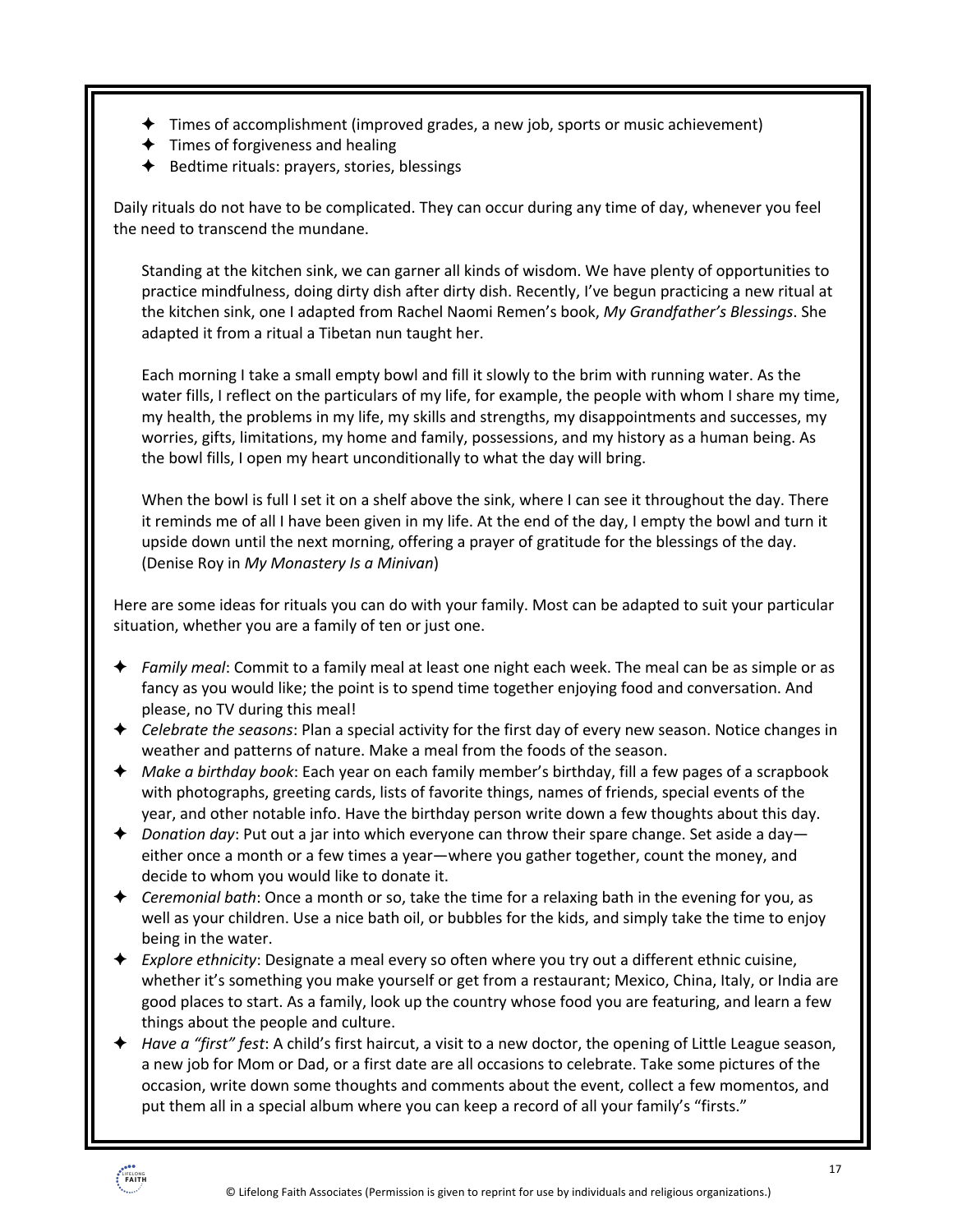- Times of accomplishment (improved grades, a new job, sports or music achievement)
- Times of forgiveness and healing
- Bedtime rituals: prayers, stories, blessings

Daily rituals do not have to be complicated. They can occur during any time of day, whenever you feel the need to transcend the mundane.

> Standing at the kitchen sink, we can garner all kinds of wisdom. We have plenty of opportunities to practice mindfulness, doing dirty dish after dirty dish. Recently, I've begun practicing a new ritual at the kitchen sink, one I adapted from Rachel Naomi Remen's book, *My Grandfather's Blessings*. She adapted it from a ritual a Tibetan nun taught her.
>
> Each morning I take a small empty bowl and fill it slowly to the brim with running water. As the water fills, I reflect on the particulars of my life, for example, the people with whom I share my time, my health, the problems in my life, my skills and strengths, my disappointments and successes, my worries, gifts, limitations, my home and family, possessions, and my history as a human being. As the bowl fills, I open my heart unconditionally to what the day will bring.
>
> When the bowl is full I set it on a shelf above the sink, where I can see it throughout the day. There it reminds me of all I have been given in my life. At the end of the day, I empty the bowl and turn it upside down until the next morning, offering a prayer of gratitude for the blessings of the day. (Denise Roy in *My Monastery Is a Minivan*)

Here are some ideas for rituals you can do with your family. Most can be adapted to suit your particular situation, whether you are a family of ten or just one.

- *Family meal*: Commit to a family meal at least one night each week. The meal can be as simple or as fancy as you would like; the point is to spend time together enjoying food and conversation. And please, no TV during this meal!
- *Celebrate the seasons*: Plan a special activity for the first day of every new season. Notice changes in weather and patterns of nature. Make a meal from the foods of the season.
- *Make a birthday book*: Each year on each family member's birthday, fill a few pages of a scrapbook with photographs, greeting cards, lists of favorite things, names of friends, special events of the year, and other notable info. Have the birthday person write down a few thoughts about this day.
- *Donation day*: Put out a jar into which everyone can throw their spare change. Set aside a day—either once a month or a few times a year—where you gather together, count the money, and decide to whom you would like to donate it.
- *Ceremonial bath*: Once a month or so, take the time for a relaxing bath in the evening for you, as well as your children. Use a nice bath oil, or bubbles for the kids, and simply take the time to enjoy being in the water.
- *Explore ethnicity*: Designate a meal every so often where you try out a different ethnic cuisine, whether it's something you make yourself or get from a restaurant; Mexico, China, Italy, or India are good places to start. As a family, look up the country whose food you are featuring, and learn a few things about the people and culture.
- *Have a "first" fest*: A child's first haircut, a visit to a new doctor, the opening of Little League season, a new job for Mom or Dad, or a first date are all occasions to celebrate. Take some pictures of the occasion, write down some thoughts and comments about the event, collect a few momentos, and put them all in a special album where you can keep a record of all your family's "firsts."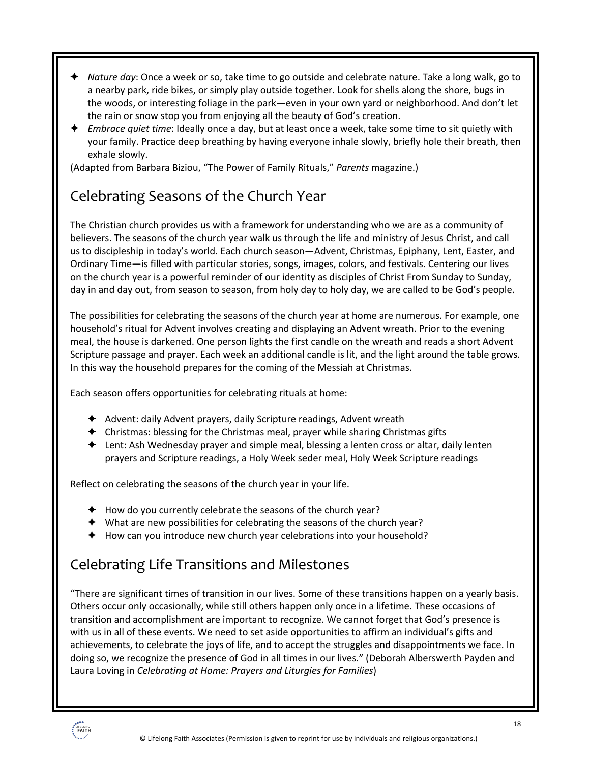- *Nature day*: Once a week or so, take time to go outside and celebrate nature. Take a long walk, go to a nearby park, ride bikes, or simply play outside together. Look for shells along the shore, bugs in the woods, or interesting foliage in the park—even in your own yard or neighborhood. And don't let the rain or snow stop you from enjoying all the beauty of God's creation.
- *Embrace quiet time*: Ideally once a day, but at least once a week, take some time to sit quietly with your family. Practice deep breathing by having everyone inhale slowly, briefly hole their breath, then exhale slowly.

(Adapted from Barbara Biziou, "The Power of Family Rituals," *Parents* magazine.)

## Celebrating Seasons of the Church Year

The Christian church provides us with a framework for understanding who we are as a community of believers. The seasons of the church year walk us through the life and ministry of Jesus Christ, and call us to discipleship in today's world. Each church season—Advent, Christmas, Epiphany, Lent, Easter, and Ordinary Time—is filled with particular stories, songs, images, colors, and festivals. Centering our lives on the church year is a powerful reminder of our identity as disciples of Christ From Sunday to Sunday, day in and day out, from season to season, from holy day to holy day, we are called to be God's people.

The possibilities for celebrating the seasons of the church year at home are numerous. For example, one household's ritual for Advent involves creating and displaying an Advent wreath. Prior to the evening meal, the house is darkened. One person lights the first candle on the wreath and reads a short Advent Scripture passage and prayer. Each week an additional candle is lit, and the light around the table grows. In this way the household prepares for the coming of the Messiah at Christmas.

Each season offers opportunities for celebrating rituals at home:

- Advent: daily Advent prayers, daily Scripture readings, Advent wreath
- Christmas: blessing for the Christmas meal, prayer while sharing Christmas gifts
- Lent: Ash Wednesday prayer and simple meal, blessing a lenten cross or altar, daily lenten prayers and Scripture readings, a Holy Week seder meal, Holy Week Scripture readings

Reflect on celebrating the seasons of the church year in your life.

- How do you currently celebrate the seasons of the church year?
- What are new possibilities for celebrating the seasons of the church year?
- How can you introduce new church year celebrations into your household?

## Celebrating Life Transitions and Milestones

"There are significant times of transition in our lives. Some of these transitions happen on a yearly basis. Others occur only occasionally, while still others happen only once in a lifetime. These occasions of transition and accomplishment are important to recognize. We cannot forget that God's presence is with us in all of these events. We need to set aside opportunities to affirm an individual's gifts and achievements, to celebrate the joys of life, and to accept the struggles and disappointments we face. In doing so, we recognize the presence of God in all times in our lives." (Deborah Alberswerth Payden and Laura Loving in *Celebrating at Home: Prayers and Liturgies for Families*)

© Lifelong Faith Associates (Permission is given to reprint for use by individuals and religious organizations.)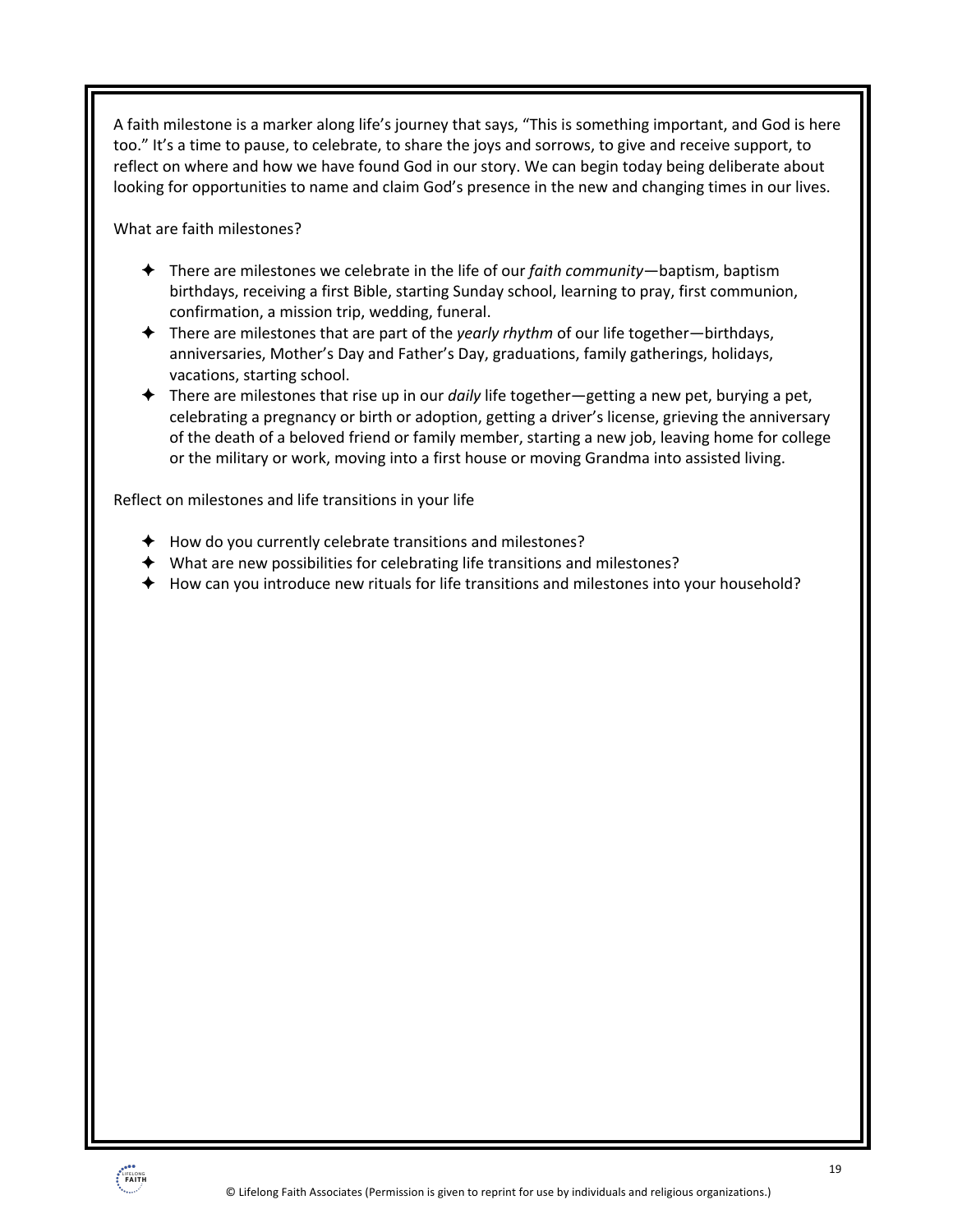A faith milestone is a marker along life's journey that says, "This is something important, and God is here too." It's a time to pause, to celebrate, to share the joys and sorrows, to give and receive support, to reflect on where and how we have found God in our story. We can begin today being deliberate about looking for opportunities to name and claim God's presence in the new and changing times in our lives.

What are faith milestones?

- There are milestones we celebrate in the life of our *faith community*—baptism, baptism birthdays, receiving a first Bible, starting Sunday school, learning to pray, first communion, confirmation, a mission trip, wedding, funeral.
- There are milestones that are part of the *yearly rhythm* of our life together—birthdays, anniversaries, Mother's Day and Father's Day, graduations, family gatherings, holidays, vacations, starting school.
- There are milestones that rise up in our *daily* life together—getting a new pet, burying a pet, celebrating a pregnancy or birth or adoption, getting a driver's license, grieving the anniversary of the death of a beloved friend or family member, starting a new job, leaving home for college or the military or work, moving into a first house or moving Grandma into assisted living.

Reflect on milestones and life transitions in your life

- How do you currently celebrate transitions and milestones?
- What are new possibilities for celebrating life transitions and milestones?
- How can you introduce new rituals for life transitions and milestones into your household?

© Lifelong Faith Associates (Permission is given to reprint for use by individuals and religious organizations.)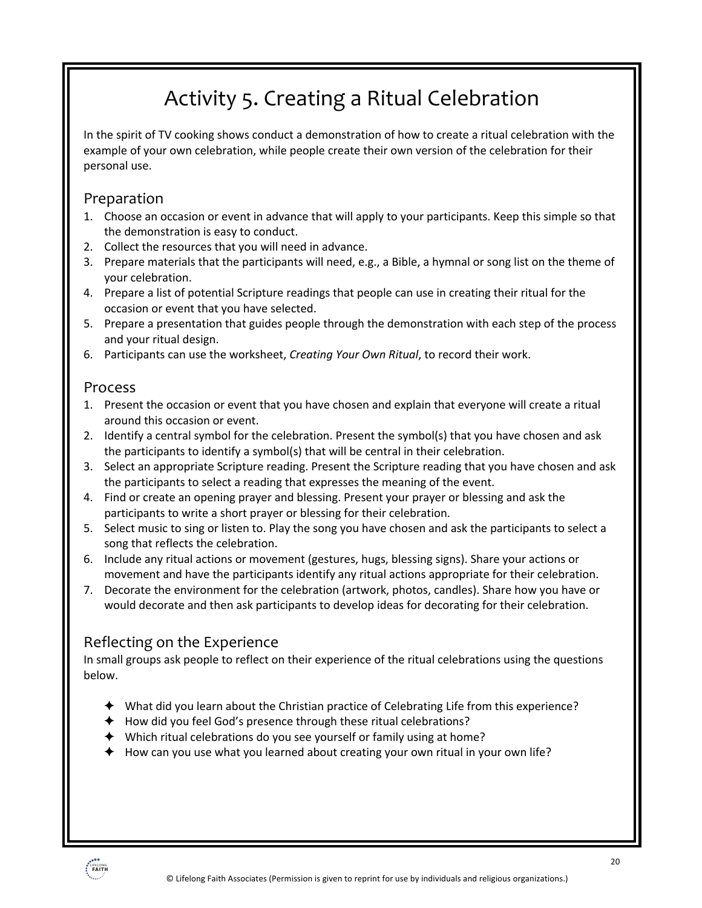# Activity 5. Creating a Ritual Celebration

In the spirit of TV cooking shows conduct a demonstration of how to create a ritual celebration with the example of your own celebration, while people create their own version of the celebration for their personal use.

## Preparation

1. Choose an occasion or event in advance that will apply to your participants. Keep this simple so that the demonstration is easy to conduct.
2. Collect the resources that you will need in advance.
3. Prepare materials that the participants will need, e.g., a Bible, a hymnal or song list on the theme of your celebration.
4. Prepare a list of potential Scripture readings that people can use in creating their ritual for the occasion or event that you have selected.
5. Prepare a presentation that guides people through the demonstration with each step of the process and your ritual design.
6. Participants can use the worksheet, *Creating Your Own Ritual*, to record their work.

## Process

1. Present the occasion or event that you have chosen and explain that everyone will create a ritual around this occasion or event.
2. Identify a central symbol for the celebration. Present the symbol(s) that you have chosen and ask the participants to identify a symbol(s) that will be central in their celebration.
3. Select an appropriate Scripture reading. Present the Scripture reading that you have chosen and ask the participants to select a reading that expresses the meaning of the event.
4. Find or create an opening prayer and blessing. Present your prayer or blessing and ask the participants to write a short prayer or blessing for their celebration.
5. Select music to sing or listen to. Play the song you have chosen and ask the participants to select a song that reflects the celebration.
6. Include any ritual actions or movement (gestures, hugs, blessing signs). Share your actions or movement and have the participants identify any ritual actions appropriate for their celebration.
7. Decorate the environment for the celebration (artwork, photos, candles). Share how you have or would decorate and then ask participants to develop ideas for decorating for their celebration.

## Reflecting on the Experience

In small groups ask people to reflect on their experience of the ritual celebrations using the questions below.

- What did you learn about the Christian practice of Celebrating Life from this experience?
- How did you feel God's presence through these ritual celebrations?
- Which ritual celebrations do you see yourself or family using at home?
- How can you use what you learned about creating your own ritual in your own life?

© Lifelong Faith Associates (Permission is given to reprint for use by individuals and religious organizations.)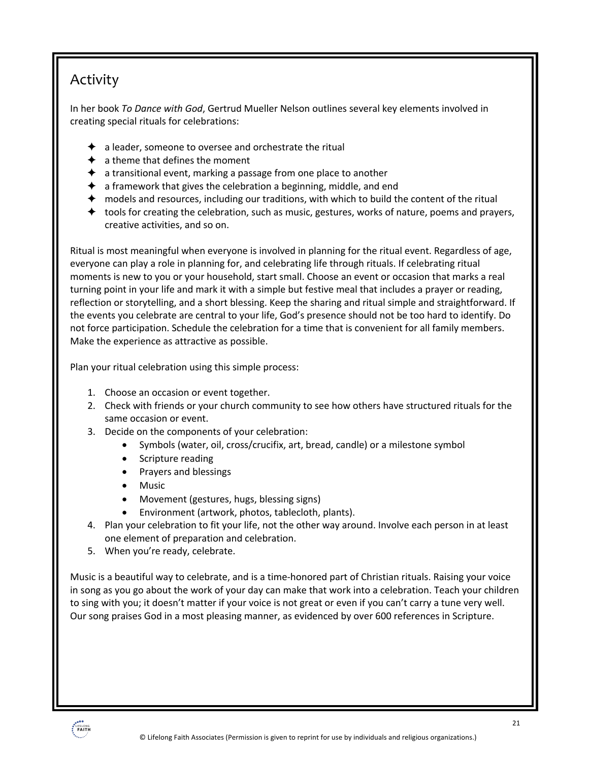## Activity

In her book *To Dance with God*, Gertrud Mueller Nelson outlines several key elements involved in creating special rituals for celebrations:

- a leader, someone to oversee and orchestrate the ritual
- a theme that defines the moment
- a transitional event, marking a passage from one place to another
- a framework that gives the celebration a beginning, middle, and end
- models and resources, including our traditions, with which to build the content of the ritual
- tools for creating the celebration, such as music, gestures, works of nature, poems and prayers, creative activities, and so on.

Ritual is most meaningful when everyone is involved in planning for the ritual event. Regardless of age, everyone can play a role in planning for, and celebrating life through rituals. If celebrating ritual moments is new to you or your household, start small. Choose an event or occasion that marks a real turning point in your life and mark it with a simple but festive meal that includes a prayer or reading, reflection or storytelling, and a short blessing. Keep the sharing and ritual simple and straightforward. If the events you celebrate are central to your life, God's presence should not be too hard to identify. Do not force participation. Schedule the celebration for a time that is convenient for all family members. Make the experience as attractive as possible.

Plan your ritual celebration using this simple process:

1. Choose an occasion or event together.
2. Check with friends or your church community to see how others have structured rituals for the same occasion or event.
3. Decide on the components of your celebration:
   - Symbols (water, oil, cross/crucifix, art, bread, candle) or a milestone symbol
   - Scripture reading
   - Prayers and blessings
   - Music
   - Movement (gestures, hugs, blessing signs)
   - Environment (artwork, photos, tablecloth, plants).
4. Plan your celebration to fit your life, not the other way around. Involve each person in at least one element of preparation and celebration.
5. When you're ready, celebrate.

Music is a beautiful way to celebrate, and is a time-honored part of Christian rituals. Raising your voice in song as you go about the work of your day can make that work into a celebration. Teach your children to sing with you; it doesn't matter if your voice is not great or even if you can't carry a tune very well. Our song praises God in a most pleasing manner, as evidenced by over 600 references in Scripture.

© Lifelong Faith Associates (Permission is given to reprint for use by individuals and religious organizations.)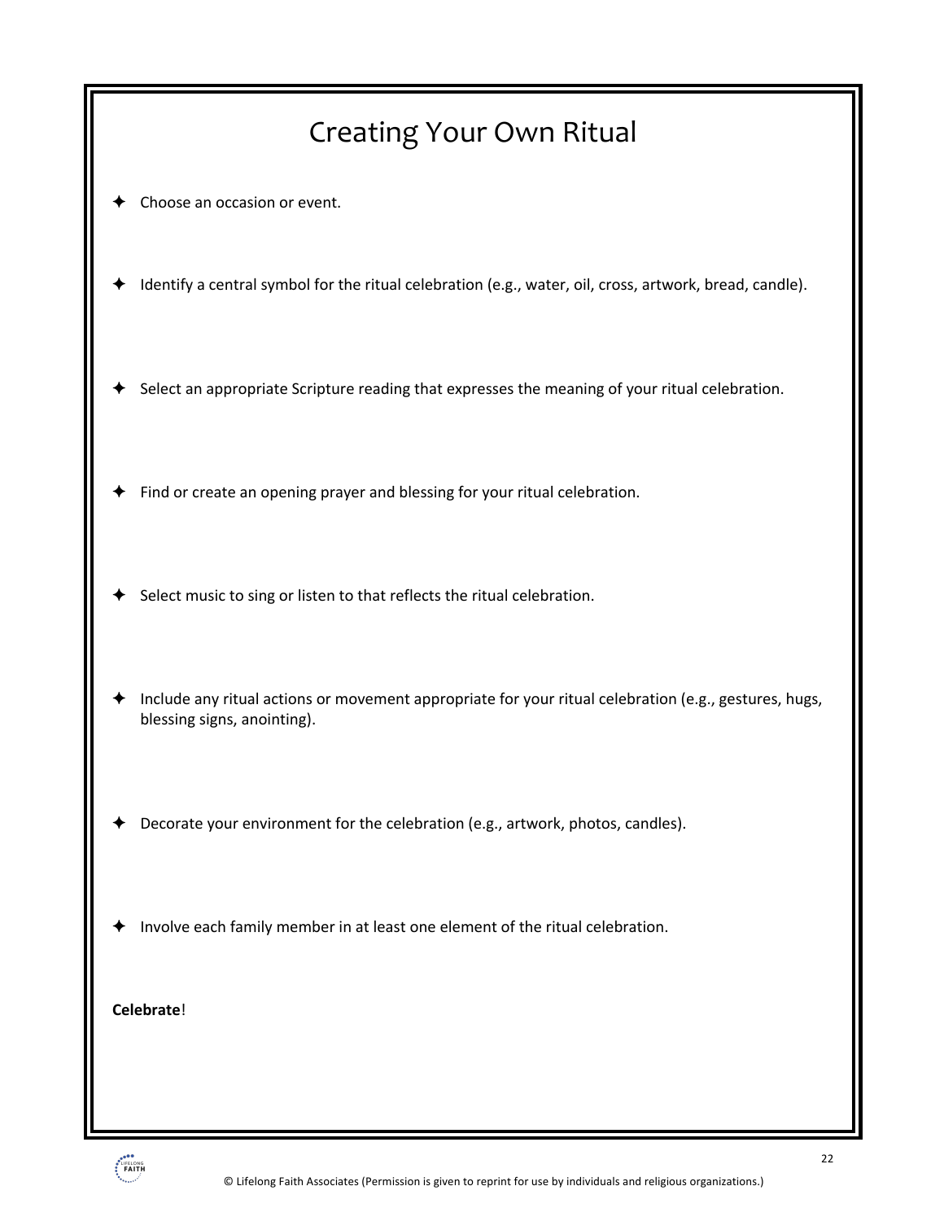# Creating Your Own Ritual

- ✦ Choose an occasion or event.
- ✦ Identify a central symbol for the ritual celebration (e.g., water, oil, cross, artwork, bread, candle).
- ✦ Select an appropriate Scripture reading that expresses the meaning of your ritual celebration.
- ✦ Find or create an opening prayer and blessing for your ritual celebration.
- ✦ Select music to sing or listen to that reflects the ritual celebration.
- ✦ Include any ritual actions or movement appropriate for your ritual celebration (e.g., gestures, hugs, blessing signs, anointing).
- ✦ Decorate your environment for the celebration (e.g., artwork, photos, candles).
- ✦ Involve each family member in at least one element of the ritual celebration.

**Celebrate**!

© Lifelong Faith Associates (Permission is given to reprint for use by individuals and religious organizations.)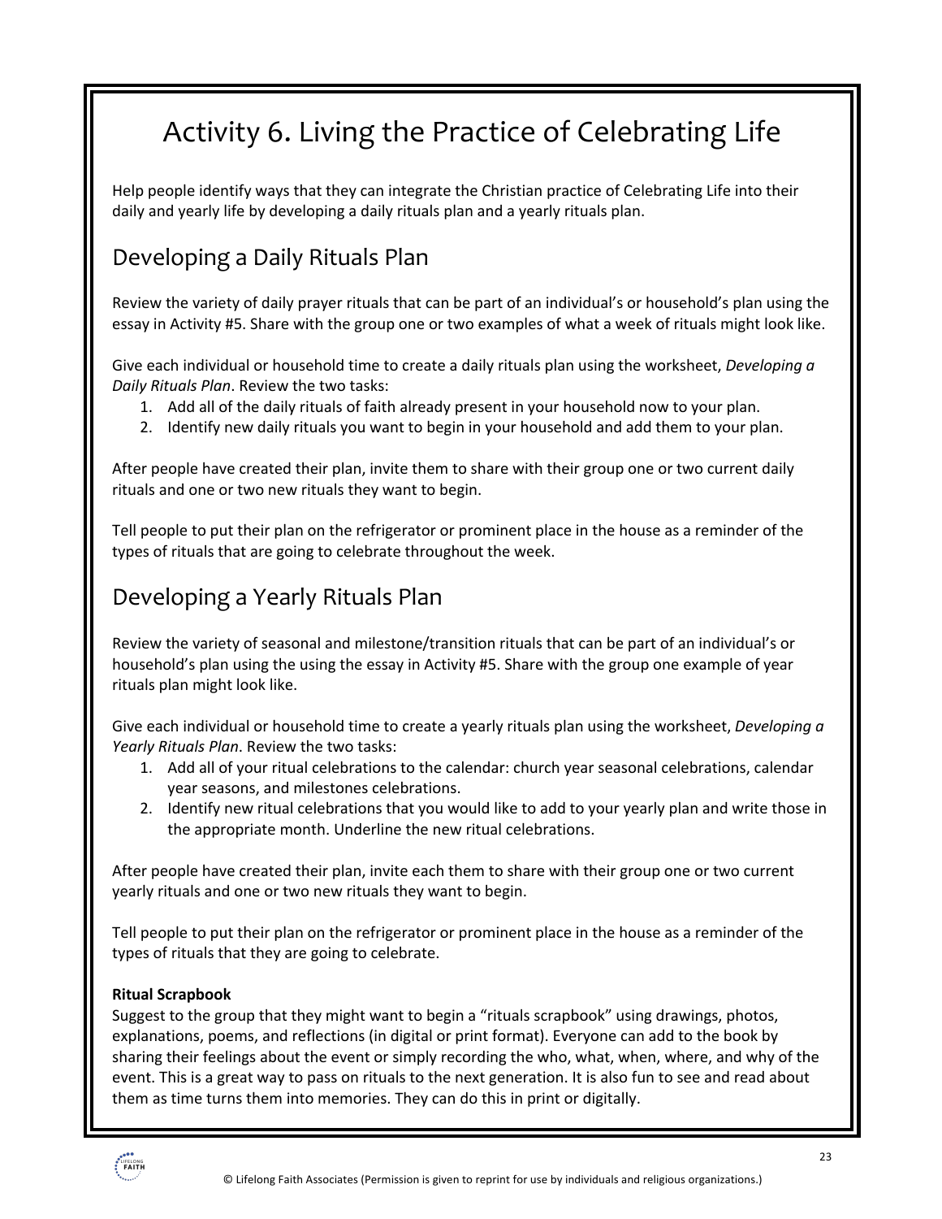# Activity 6. Living the Practice of Celebrating Life

Help people identify ways that they can integrate the Christian practice of Celebrating Life into their daily and yearly life by developing a daily rituals plan and a yearly rituals plan.

## Developing a Daily Rituals Plan

Review the variety of daily prayer rituals that can be part of an individual's or household's plan using the essay in Activity #5. Share with the group one or two examples of what a week of rituals might look like.

Give each individual or household time to create a daily rituals plan using the worksheet, *Developing a Daily Rituals Plan*. Review the two tasks:

1. Add all of the daily rituals of faith already present in your household now to your plan.
2. Identify new daily rituals you want to begin in your household and add them to your plan.

After people have created their plan, invite them to share with their group one or two current daily rituals and one or two new rituals they want to begin.

Tell people to put their plan on the refrigerator or prominent place in the house as a reminder of the types of rituals that are going to celebrate throughout the week.

## Developing a Yearly Rituals Plan

Review the variety of seasonal and milestone/transition rituals that can be part of an individual's or household's plan using the using the essay in Activity #5. Share with the group one example of year rituals plan might look like.

Give each individual or household time to create a yearly rituals plan using the worksheet, *Developing a Yearly Rituals Plan*. Review the two tasks:

1. Add all of your ritual celebrations to the calendar: church year seasonal celebrations, calendar year seasons, and milestones celebrations.
2. Identify new ritual celebrations that you would like to add to your yearly plan and write those in the appropriate month. Underline the new ritual celebrations.

After people have created their plan, invite each them to share with their group one or two current yearly rituals and one or two new rituals they want to begin.

Tell people to put their plan on the refrigerator or prominent place in the house as a reminder of the types of rituals that they are going to celebrate.

**Ritual Scrapbook**

Suggest to the group that they might want to begin a "rituals scrapbook" using drawings, photos, explanations, poems, and reflections (in digital or print format). Everyone can add to the book by sharing their feelings about the event or simply recording the who, what, when, where, and why of the event. This is a great way to pass on rituals to the next generation. It is also fun to see and read about them as time turns them into memories. They can do this in print or digitally.

© Lifelong Faith Associates (Permission is given to reprint for use by individuals and religious organizations.)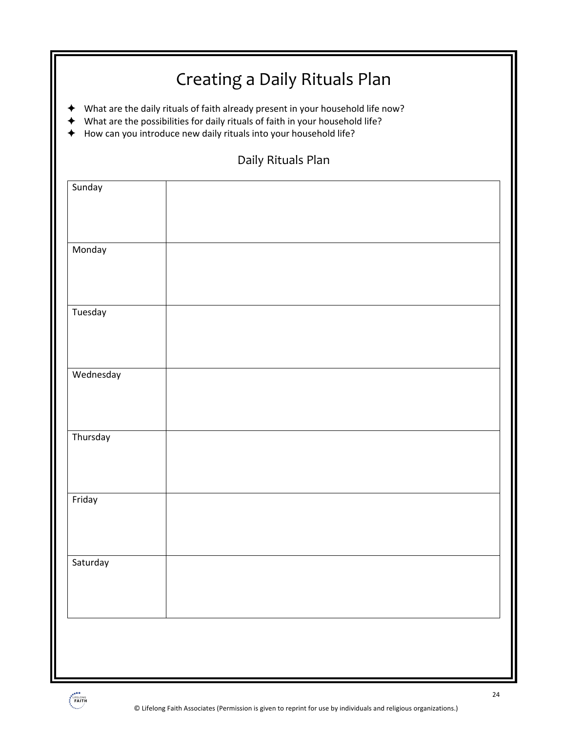# Creating a Daily Rituals Plan

- What are the daily rituals of faith already present in your household life now?
- What are the possibilities for daily rituals of faith in your household life?
- How can you introduce new daily rituals into your household life?

## Daily Rituals Plan

| | |
|---|---|
| Sunday | |
| Monday | |
| Tuesday | |
| Wednesday | |
| Thursday | |
| Friday | |
| Saturday | |

© Lifelong Faith Associates (Permission is given to reprint for use by individuals and religious organizations.)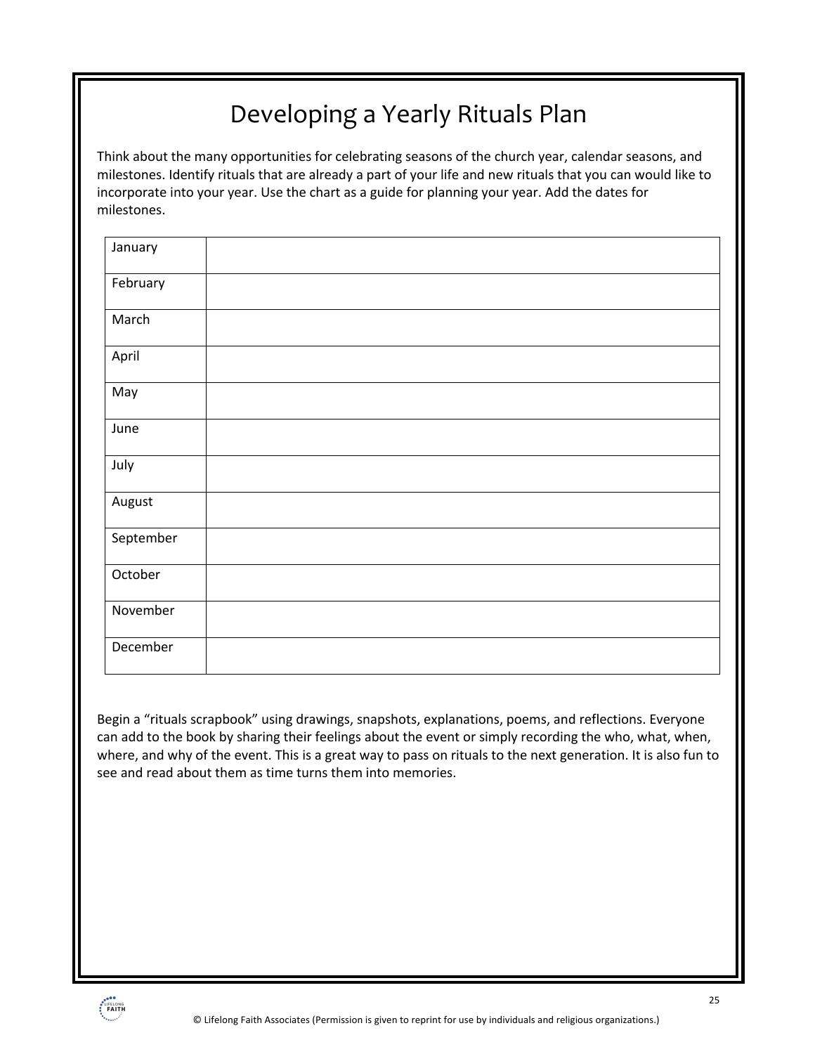# Developing a Yearly Rituals Plan

Think about the many opportunities for celebrating seasons of the church year, calendar seasons, and milestones. Identify rituals that are already a part of your life and new rituals that you can would like to incorporate into your year. Use the chart as a guide for planning your year. Add the dates for milestones.

| | |
|---|---|
| January | |
| February | |
| March | |
| April | |
| May | |
| June | |
| July | |
| August | |
| September | |
| October | |
| November | |
| December | |

Begin a "rituals scrapbook" using drawings, snapshots, explanations, poems, and reflections. Everyone can add to the book by sharing their feelings about the event or simply recording the who, what, when, where, and why of the event. This is a great way to pass on rituals to the next generation. It is also fun to see and read about them as time turns them into memories.

© Lifelong Faith Associates (Permission is given to reprint for use by individuals and religious organizations.)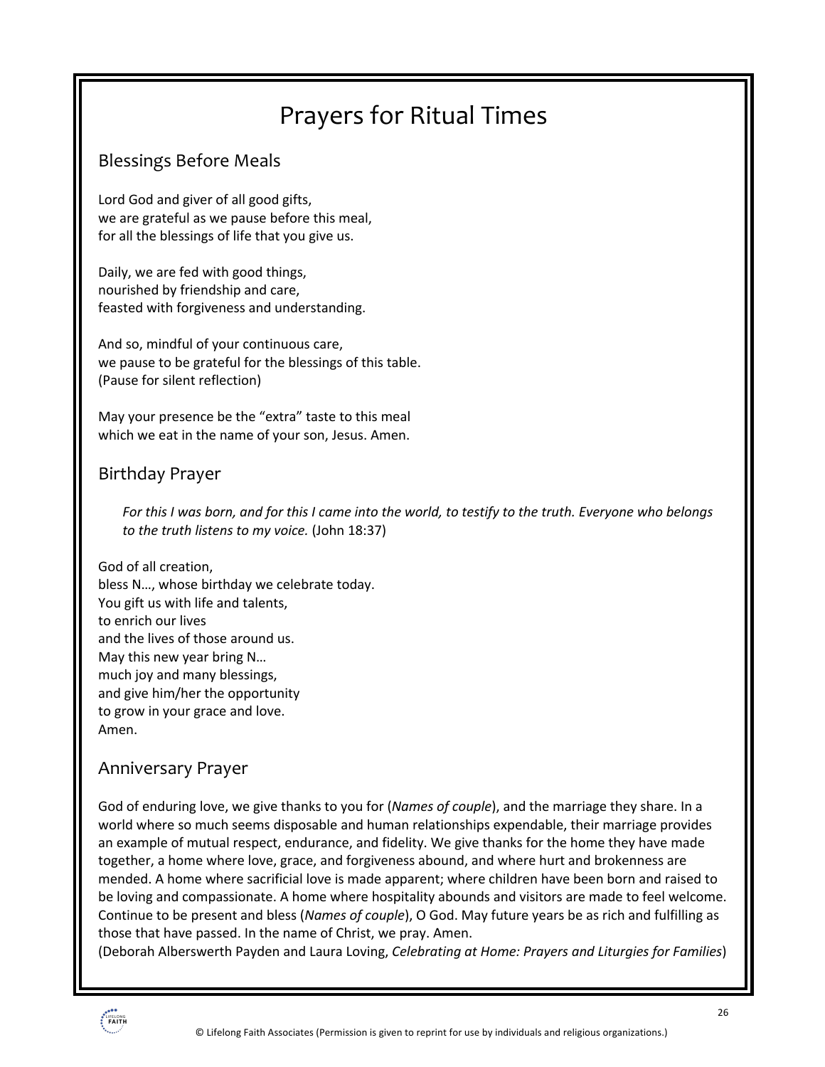# Prayers for Ritual Times

## Blessings Before Meals

Lord God and giver of all good gifts,
we are grateful as we pause before this meal,
for all the blessings of life that you give us.

Daily, we are fed with good things,
nourished by friendship and care,
feasted with forgiveness and understanding.

And so, mindful of your continuous care,
we pause to be grateful for the blessings of this table.
(Pause for silent reflection)

May your presence be the "extra" taste to this meal
which we eat in the name of your son, Jesus. Amen.

## Birthday Prayer

> *For this I was born, and for this I came into the world, to testify to the truth. Everyone who belongs to the truth listens to my voice.* (John 18:37)

God of all creation,
bless N…, whose birthday we celebrate today.
You gift us with life and talents,
to enrich our lives
and the lives of those around us.
May this new year bring N…
much joy and many blessings,
and give him/her the opportunity
to grow in your grace and love.
Amen.

## Anniversary Prayer

God of enduring love, we give thanks to you for (*Names of couple*), and the marriage they share. In a world where so much seems disposable and human relationships expendable, their marriage provides an example of mutual respect, endurance, and fidelity. We give thanks for the home they have made together, a home where love, grace, and forgiveness abound, and where hurt and brokenness are mended. A home where sacrificial love is made apparent; where children have been born and raised to be loving and compassionate. A home where hospitality abounds and visitors are made to feel welcome. Continue to be present and bless (*Names of couple*), O God. May future years be as rich and fulfilling as those that have passed. In the name of Christ, we pray. Amen.
(Deborah Alberswerth Payden and Laura Loving, *Celebrating at Home: Prayers and Liturgies for Families*)

© Lifelong Faith Associates (Permission is given to reprint for use by individuals and religious organizations.)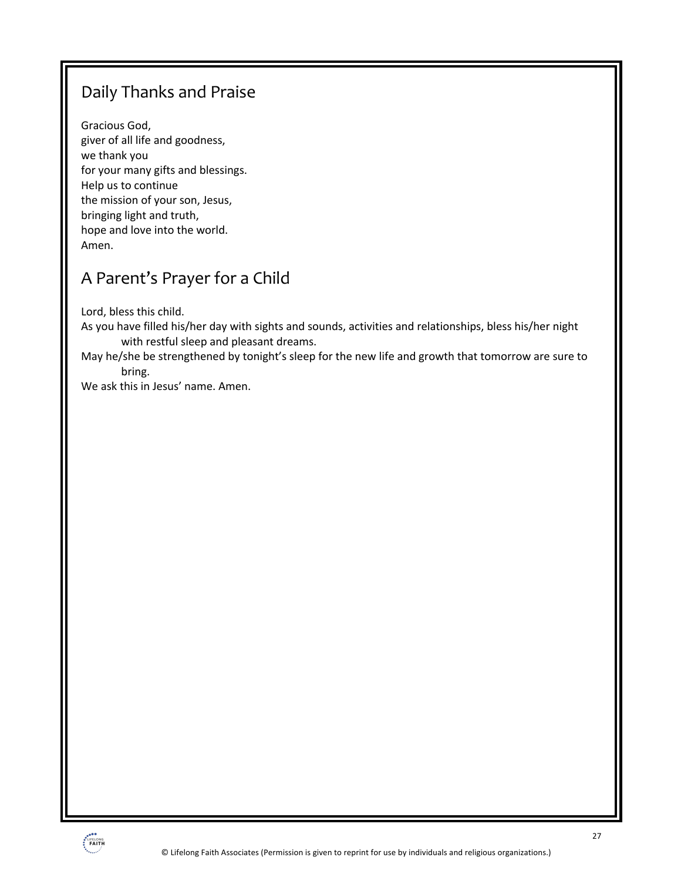## Daily Thanks and Praise

Gracious God,  
giver of all life and goodness,  
we thank you  
for your many gifts and blessings.  
Help us to continue  
the mission of your son, Jesus,  
bringing light and truth,  
hope and love into the world.  
Amen.

## A Parent's Prayer for a Child

Lord, bless this child.

As you have filled his/her day with sights and sounds, activities and relationships, bless his/her night with restful sleep and pleasant dreams.

May he/she be strengthened by tonight's sleep for the new life and growth that tomorrow are sure to bring.

We ask this in Jesus' name. Amen.

© Lifelong Faith Associates (Permission is given to reprint for use by individuals and religious organizations.)